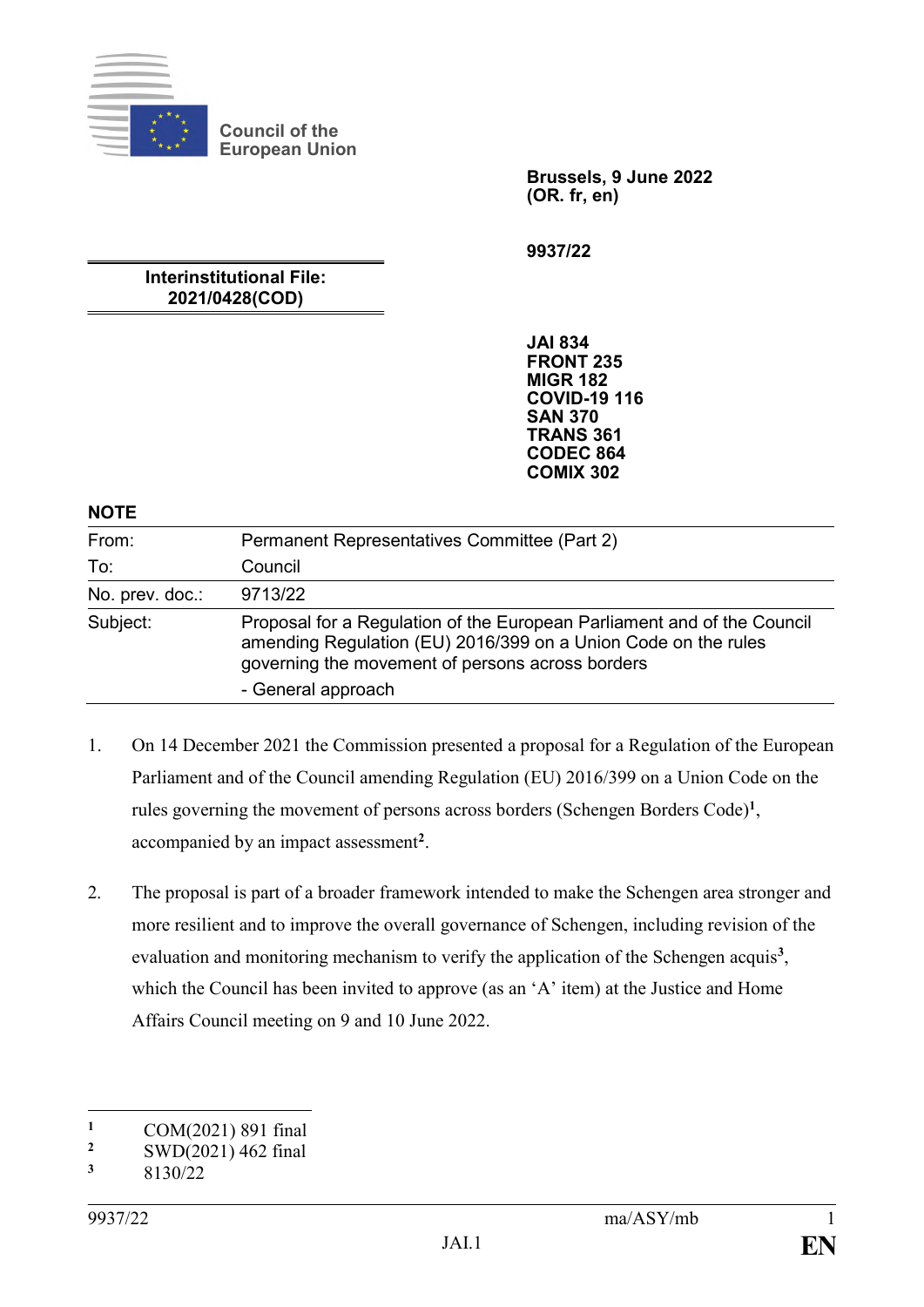Council of the European Union

**Brussels, 9 June 2022**
**(OR. fr, en)**

**9937/22**

**Interinstitutional File:**
**2021/0428(COD)**

**JAI 834**
**FRONT 235**
**MIGR 182**
**COVID-19 116**
**SAN 370**
**TRANS 361**
**CODEC 864**
**COMIX 302**

**NOTE**

| | |
|---|---|
| From: | Permanent Representatives Committee (Part 2) |
| To: | Council |
| No. prev. doc.: | 9713/22 |
| Subject: | Proposal for a Regulation of the European Parliament and of the Council amending Regulation (EU) 2016/399 on a Union Code on the rules governing the movement of persons across borders<br>- General approach |

1. On 14 December 2021 the Commission presented a proposal for a Regulation of the European Parliament and of the Council amending Regulation (EU) 2016/399 on a Union Code on the rules governing the movement of persons across borders (Schengen Borders Code)[1], accompanied by an impact assessment[2].

2. The proposal is part of a broader framework intended to make the Schengen area stronger and more resilient and to improve the overall governance of Schengen, including revision of the evaluation and monitoring mechanism to verify the application of the Schengen acquis[3], which the Council has been invited to approve (as an 'A' item) at the Justice and Home Affairs Council meeting on 9 and 10 June 2022.

[1] COM(2021) 891 final
[2] SWD(2021) 462 final
[3] 8130/22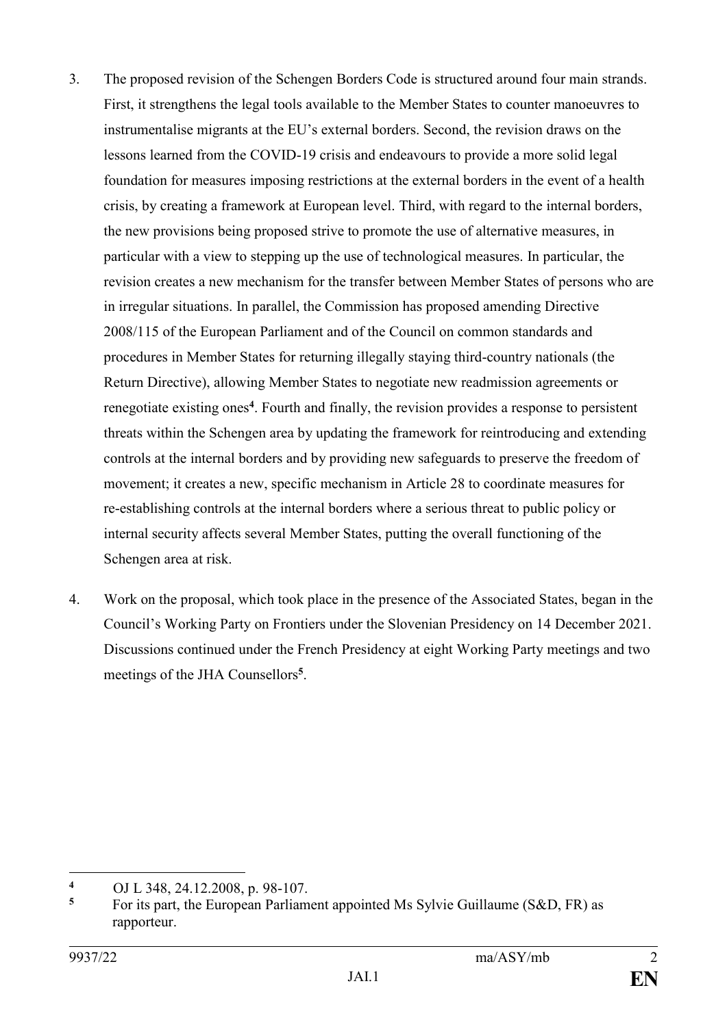3. The proposed revision of the Schengen Borders Code is structured around four main strands. First, it strengthens the legal tools available to the Member States to counter manoeuvres to instrumentalise migrants at the EU's external borders. Second, the revision draws on the lessons learned from the COVID-19 crisis and endeavours to provide a more solid legal foundation for measures imposing restrictions at the external borders in the event of a health crisis, by creating a framework at European level. Third, with regard to the internal borders, the new provisions being proposed strive to promote the use of alternative measures, in particular with a view to stepping up the use of technological measures. In particular, the revision creates a new mechanism for the transfer between Member States of persons who are in irregular situations. In parallel, the Commission has proposed amending Directive 2008/115 of the European Parliament and of the Council on common standards and procedures in Member States for returning illegally staying third-country nationals (the Return Directive), allowing Member States to negotiate new readmission agreements or renegotiate existing ones[4]. Fourth and finally, the revision provides a response to persistent threats within the Schengen area by updating the framework for reintroducing and extending controls at the internal borders and by providing new safeguards to preserve the freedom of movement; it creates a new, specific mechanism in Article 28 to coordinate measures for re-establishing controls at the internal borders where a serious threat to public policy or internal security affects several Member States, putting the overall functioning of the Schengen area at risk.

4. Work on the proposal, which took place in the presence of the Associated States, began in the Council's Working Party on Frontiers under the Slovenian Presidency on 14 December 2021. Discussions continued under the French Presidency at eight Working Party meetings and two meetings of the JHA Counsellors[5].

---

[4] OJ L 348, 24.12.2008, p. 98-107.

[5] For its part, the European Parliament appointed Ms Sylvie Guillaume (S&D, FR) as rapporteur.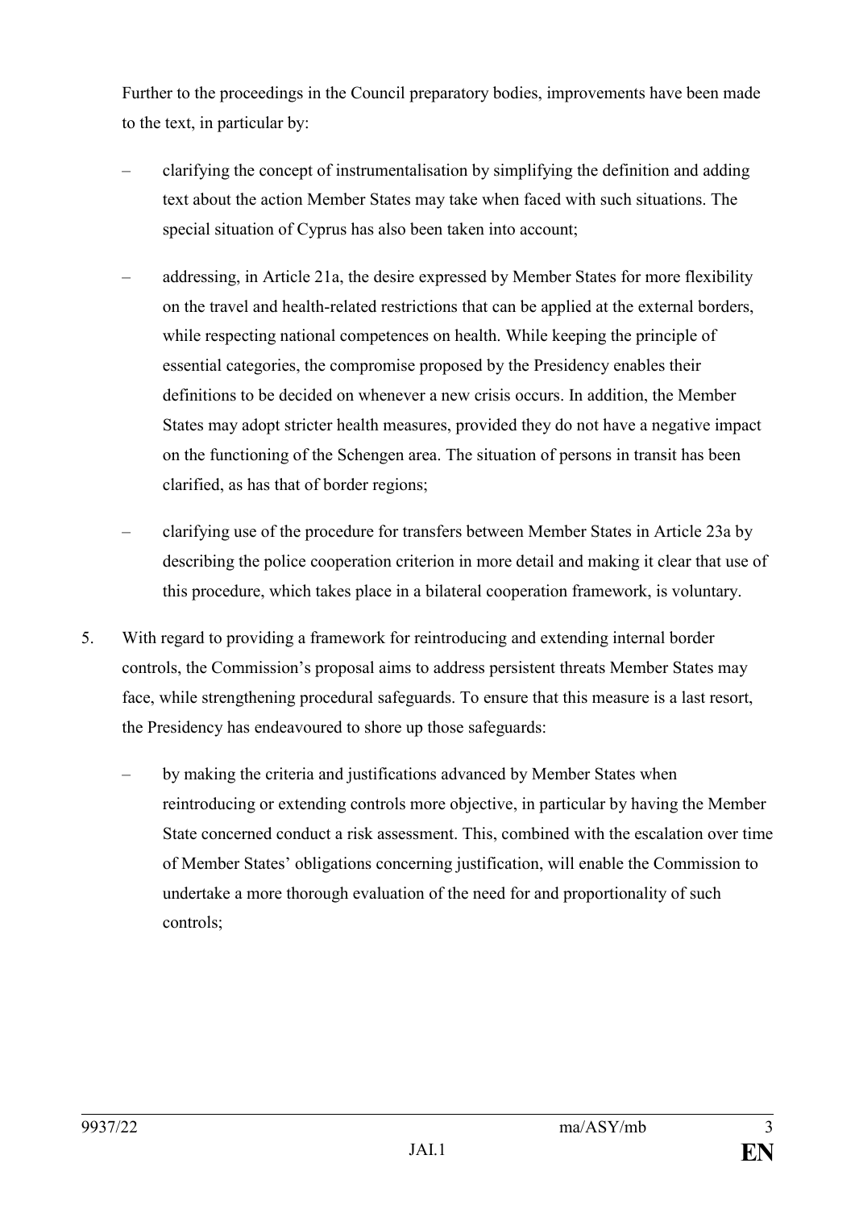Further to the proceedings in the Council preparatory bodies, improvements have been made to the text, in particular by:

- clarifying the concept of instrumentalisation by simplifying the definition and adding text about the action Member States may take when faced with such situations. The special situation of Cyprus has also been taken into account;
- addressing, in Article 21a, the desire expressed by Member States for more flexibility on the travel and health-related restrictions that can be applied at the external borders, while respecting national competences on health. While keeping the principle of essential categories, the compromise proposed by the Presidency enables their definitions to be decided on whenever a new crisis occurs. In addition, the Member States may adopt stricter health measures, provided they do not have a negative impact on the functioning of the Schengen area. The situation of persons in transit has been clarified, as has that of border regions;
- clarifying use of the procedure for transfers between Member States in Article 23a by describing the police cooperation criterion in more detail and making it clear that use of this procedure, which takes place in a bilateral cooperation framework, is voluntary.

5. With regard to providing a framework for reintroducing and extending internal border controls, the Commission's proposal aims to address persistent threats Member States may face, while strengthening procedural safeguards. To ensure that this measure is a last resort, the Presidency has endeavoured to shore up those safeguards:

    - by making the criteria and justifications advanced by Member States when reintroducing or extending controls more objective, in particular by having the Member State concerned conduct a risk assessment. This, combined with the escalation over time of Member States' obligations concerning justification, will enable the Commission to undertake a more thorough evaluation of the need for and proportionality of such controls;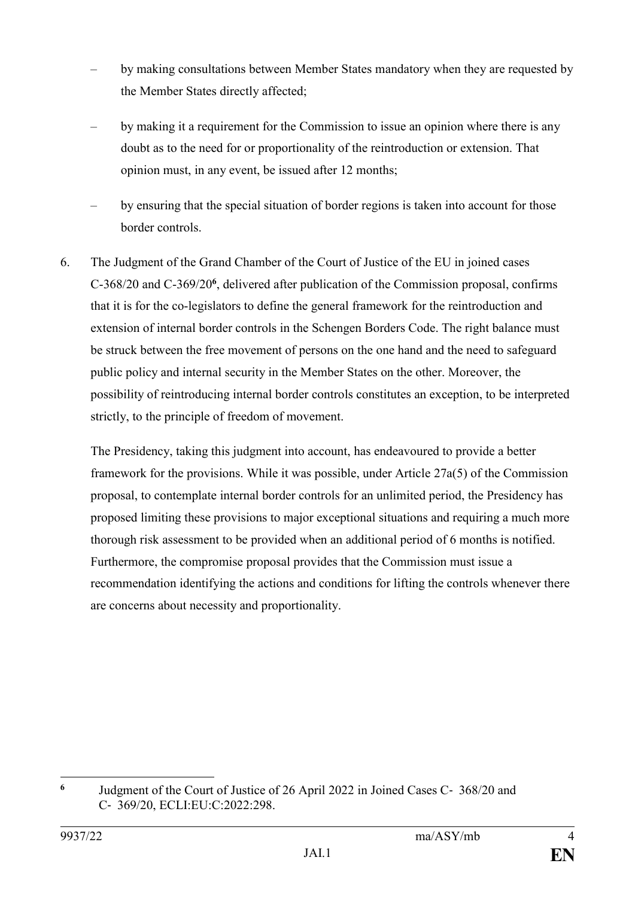- by making consultations between Member States mandatory when they are requested by the Member States directly affected;
- by making it a requirement for the Commission to issue an opinion where there is any doubt as to the need for or proportionality of the reintroduction or extension. That opinion must, in any event, be issued after 12 months;
- by ensuring that the special situation of border regions is taken into account for those border controls.

6. The Judgment of the Grand Chamber of the Court of Justice of the EU in joined cases C-368/20 and C-369/20[6], delivered after publication of the Commission proposal, confirms that it is for the co-legislators to define the general framework for the reintroduction and extension of internal border controls in the Schengen Borders Code. The right balance must be struck between the free movement of persons on the one hand and the need to safeguard public policy and internal security in the Member States on the other. Moreover, the possibility of reintroducing internal border controls constitutes an exception, to be interpreted strictly, to the principle of freedom of movement.

   The Presidency, taking this judgment into account, has endeavoured to provide a better framework for the provisions. While it was possible, under Article 27a(5) of the Commission proposal, to contemplate internal border controls for an unlimited period, the Presidency has proposed limiting these provisions to major exceptional situations and requiring a much more thorough risk assessment to be provided when an additional period of 6 months is notified. Furthermore, the compromise proposal provides that the Commission must issue a recommendation identifying the actions and conditions for lifting the controls whenever there are concerns about necessity and proportionality.

---

[6] Judgment of the Court of Justice of 26 April 2022 in Joined Cases C- 368/20 and C- 369/20, ECLI:EU:C:2022:298.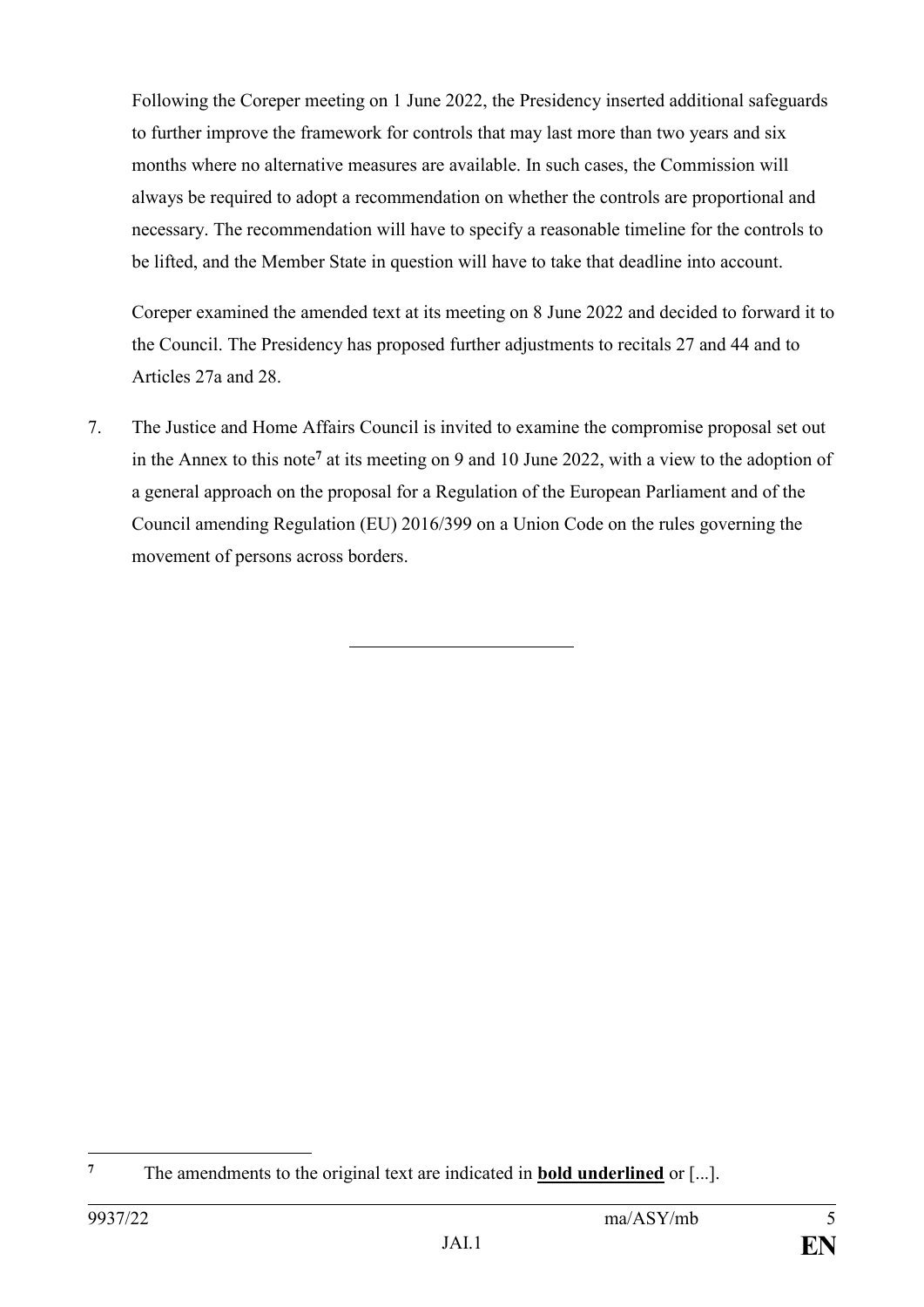Following the Coreper meeting on 1 June 2022, the Presidency inserted additional safeguards to further improve the framework for controls that may last more than two years and six months where no alternative measures are available. In such cases, the Commission will always be required to adopt a recommendation on whether the controls are proportional and necessary. The recommendation will have to specify a reasonable timeline for the controls to be lifted, and the Member State in question will have to take that deadline into account.

Coreper examined the amended text at its meeting on 8 June 2022 and decided to forward it to the Council. The Presidency has proposed further adjustments to recitals 27 and 44 and to Articles 27a and 28.

7. The Justice and Home Affairs Council is invited to examine the compromise proposal set out in the Annex to this note[7] at its meeting on 9 and 10 June 2022, with a view to the adoption of a general approach on the proposal for a Regulation of the European Parliament and of the Council amending Regulation (EU) 2016/399 on a Union Code on the rules governing the movement of persons across borders.

---

[7] The amendments to the original text are indicated in **<u>bold underlined</u>** or [...].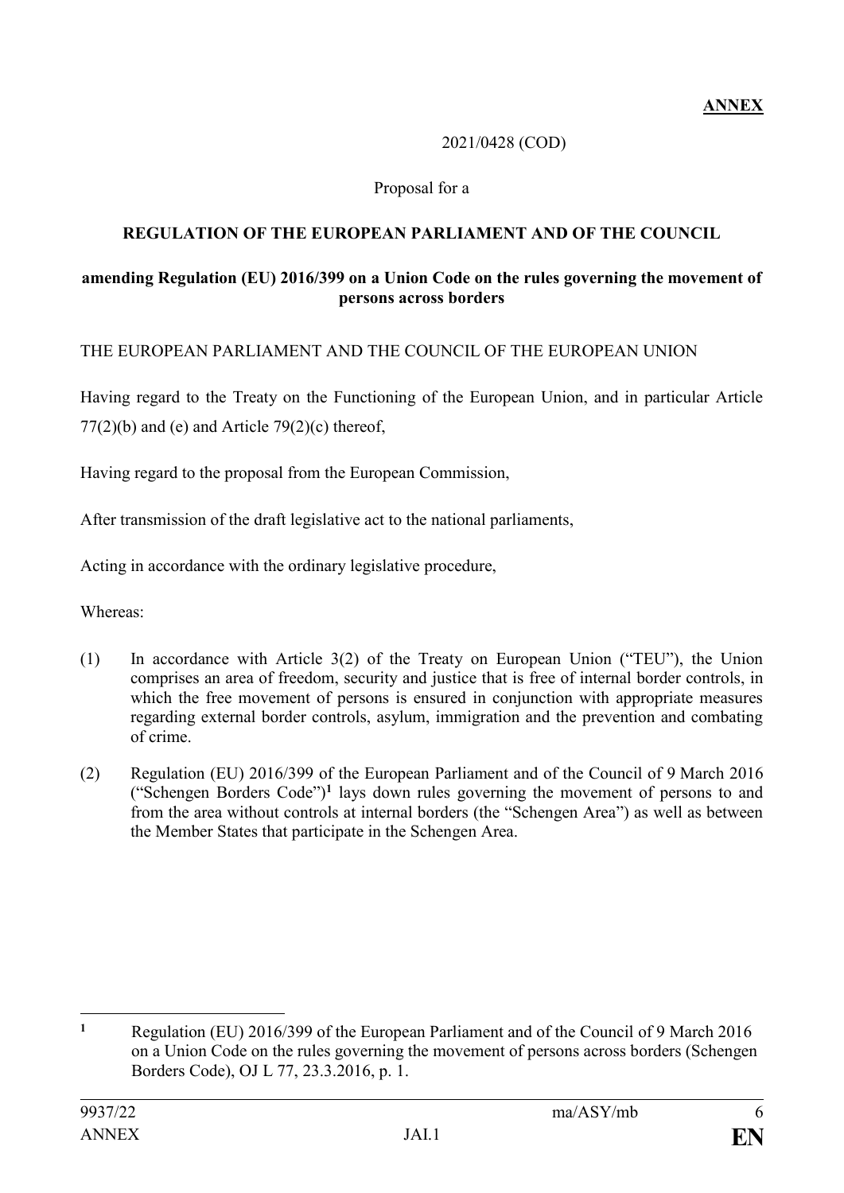**ANNEX**

2021/0428 (COD)

Proposal for a

**REGULATION OF THE EUROPEAN PARLIAMENT AND OF THE COUNCIL**

**amending Regulation (EU) 2016/399 on a Union Code on the rules governing the movement of persons across borders**

THE EUROPEAN PARLIAMENT AND THE COUNCIL OF THE EUROPEAN UNION

Having regard to the Treaty on the Functioning of the European Union, and in particular Article 77(2)(b) and (e) and Article 79(2)(c) thereof,

Having regard to the proposal from the European Commission,

After transmission of the draft legislative act to the national parliaments,

Acting in accordance with the ordinary legislative procedure,

Whereas:

(1) In accordance with Article 3(2) of the Treaty on European Union ("TEU"), the Union comprises an area of freedom, security and justice that is free of internal border controls, in which the free movement of persons is ensured in conjunction with appropriate measures regarding external border controls, asylum, immigration and the prevention and combating of crime.

(2) Regulation (EU) 2016/399 of the European Parliament and of the Council of 9 March 2016 ("Schengen Borders Code")[1] lays down rules governing the movement of persons to and from the area without controls at internal borders (the "Schengen Area") as well as between the Member States that participate in the Schengen Area.

---

[1] Regulation (EU) 2016/399 of the European Parliament and of the Council of 9 March 2016 on a Union Code on the rules governing the movement of persons across borders (Schengen Borders Code), OJ L 77, 23.3.2016, p. 1.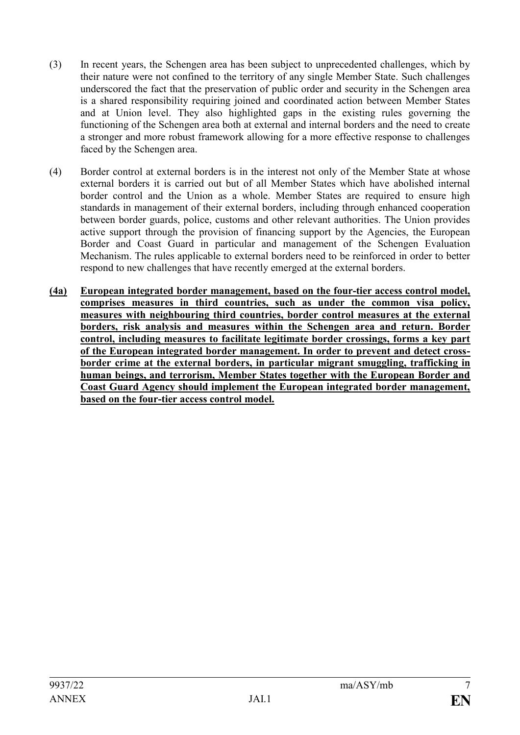(3) In recent years, the Schengen area has been subject to unprecedented challenges, which by their nature were not confined to the territory of any single Member State. Such challenges underscored the fact that the preservation of public order and security in the Schengen area is a shared responsibility requiring joined and coordinated action between Member States and at Union level. They also highlighted gaps in the existing rules governing the functioning of the Schengen area both at external and internal borders and the need to create a stronger and more robust framework allowing for a more effective response to challenges faced by the Schengen area.

(4) Border control at external borders is in the interest not only of the Member State at whose external borders it is carried out but of all Member States which have abolished internal border control and the Union as a whole. Member States are required to ensure high standards in management of their external borders, including through enhanced cooperation between border guards, police, customs and other relevant authorities. The Union provides active support through the provision of financing support by the Agencies, the European Border and Coast Guard in particular and management of the Schengen Evaluation Mechanism. The rules applicable to external borders need to be reinforced in order to better respond to new challenges that have recently emerged at the external borders.

**(4a) European integrated border management, based on the four-tier access control model, comprises measures in third countries, such as under the common visa policy, measures with neighbouring third countries, border control measures at the external borders, risk analysis and measures within the Schengen area and return. Border control, including measures to facilitate legitimate border crossings, forms a key part of the European integrated border management. In order to prevent and detect cross-border crime at the external borders, in particular migrant smuggling, trafficking in human beings, and terrorism, Member States together with the European Border and Coast Guard Agency should implement the European integrated border management, based on the four-tier access control model.**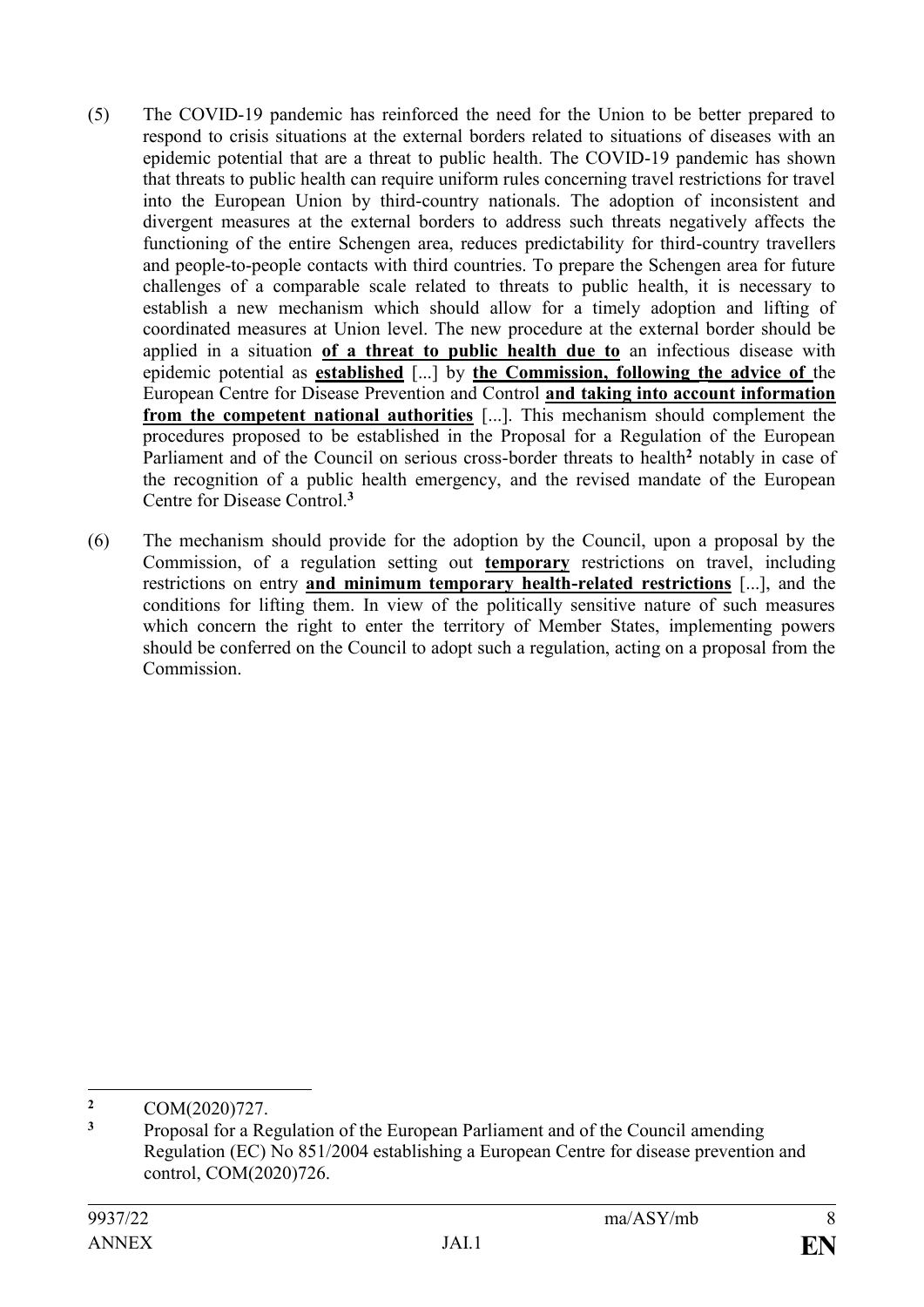(5) The COVID-19 pandemic has reinforced the need for the Union to be better prepared to respond to crisis situations at the external borders related to situations of diseases with an epidemic potential that are a threat to public health. The COVID-19 pandemic has shown that threats to public health can require uniform rules concerning travel restrictions for travel into the European Union by third-country nationals. The adoption of inconsistent and divergent measures at the external borders to address such threats negatively affects the functioning of the entire Schengen area, reduces predictability for third-country travellers and people-to-people contacts with third countries. To prepare the Schengen area for future challenges of a comparable scale related to threats to public health, it is necessary to establish a new mechanism which should allow for a timely adoption and lifting of coordinated measures at Union level. The new procedure at the external border should be applied in a situation **of a threat to public health due to** an infectious disease with epidemic potential as **established** [...] by **the Commission, following the advice of** the European Centre for Disease Prevention and Control **and taking into account information from the competent national authorities** [...]. This mechanism should complement the procedures proposed to be established in the Proposal for a Regulation of the European Parliament and of the Council on serious cross-border threats to health[2] notably in case of the recognition of a public health emergency, and the revised mandate of the European Centre for Disease Control.[3]

(6) The mechanism should provide for the adoption by the Council, upon a proposal by the Commission, of a regulation setting out **temporary** restrictions on travel, including restrictions on entry **and minimum temporary health-related restrictions** [...], and the conditions for lifting them. In view of the politically sensitive nature of such measures which concern the right to enter the territory of Member States, implementing powers should be conferred on the Council to adopt such a regulation, acting on a proposal from the Commission.

[2] COM(2020)727.

[3] Proposal for a Regulation of the European Parliament and of the Council amending Regulation (EC) No 851/2004 establishing a European Centre for disease prevention and control, COM(2020)726.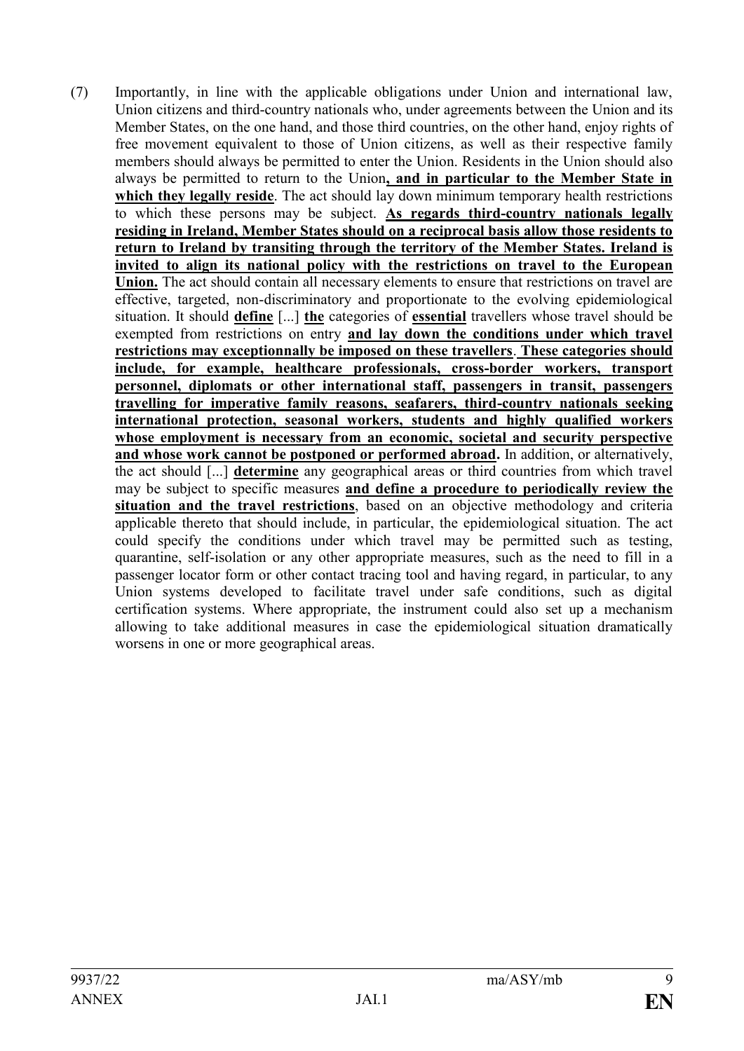(7) Importantly, in line with the applicable obligations under Union and international law, Union citizens and third-country nationals who, under agreements between the Union and its Member States, on the one hand, and those third countries, on the other hand, enjoy rights of free movement equivalent to those of Union citizens, as well as their respective family members should always be permitted to enter the Union. Residents in the Union should also always be permitted to return to the Union**, and in particular to the Member State in which they legally reside**. The act should lay down minimum temporary health restrictions to which these persons may be subject. **As regards third-country nationals legally residing in Ireland, Member States should on a reciprocal basis allow those residents to return to Ireland by transiting through the territory of the Member States. Ireland is invited to align its national policy with the restrictions on travel to the European Union.** The act should contain all necessary elements to ensure that restrictions on travel are effective, targeted, non-discriminatory and proportionate to the evolving epidemiological situation. It should **define** [...] **the** categories of **essential** travellers whose travel should be exempted from restrictions on entry **and lay down the conditions under which travel restrictions may exceptionnally be imposed on these travellers**. **These categories should include, for example, healthcare professionals, cross-border workers, transport personnel, diplomats or other international staff, passengers in transit, passengers travelling for imperative family reasons, seafarers, third-country nationals seeking international protection, seasonal workers, students and highly qualified workers whose employment is necessary from an economic, societal and security perspective and whose work cannot be postponed or performed abroad.** In addition, or alternatively, the act should [...] **determine** any geographical areas or third countries from which travel may be subject to specific measures **and define a procedure to periodically review the situation and the travel restrictions**, based on an objective methodology and criteria applicable thereto that should include, in particular, the epidemiological situation. The act could specify the conditions under which travel may be permitted such as testing, quarantine, self-isolation or any other appropriate measures, such as the need to fill in a passenger locator form or other contact tracing tool and having regard, in particular, to any Union systems developed to facilitate travel under safe conditions, such as digital certification systems. Where appropriate, the instrument could also set up a mechanism allowing to take additional measures in case the epidemiological situation dramatically worsens in one or more geographical areas.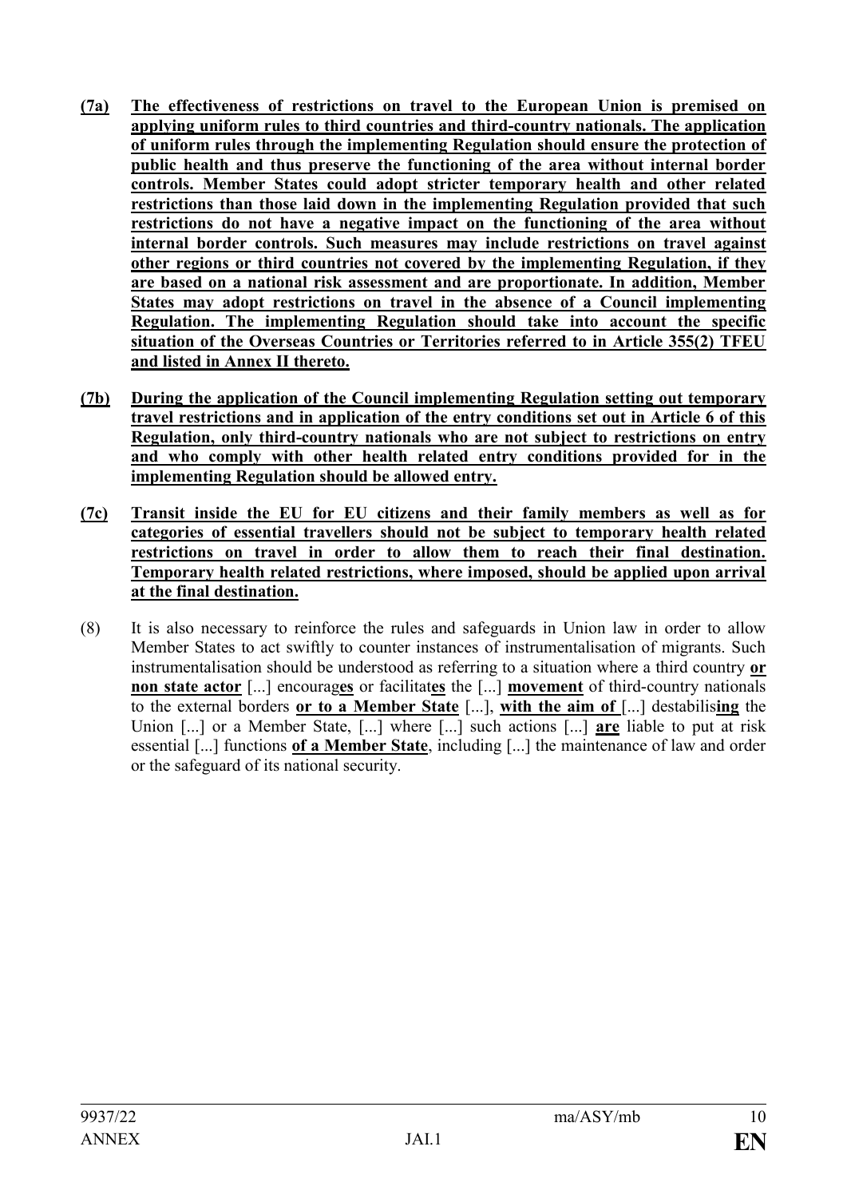**(7a)** **The effectiveness of restrictions on travel to the European Union is premised on applying uniform rules to third countries and third-country nationals. The application of uniform rules through the implementing Regulation should ensure the protection of public health and thus preserve the functioning of the area without internal border controls. Member States could adopt stricter temporary health and other related restrictions than those laid down in the implementing Regulation provided that such restrictions do not have a negative impact on the functioning of the area without internal border controls. Such measures may include restrictions on travel against other regions or third countries not covered by the implementing Regulation, if they are based on a national risk assessment and are proportionate. In addition, Member States may adopt restrictions on travel in the absence of a Council implementing Regulation. The implementing Regulation should take into account the specific situation of the Overseas Countries or Territories referred to in Article 355(2) TFEU and listed in Annex II thereto.**

**(7b)** **During the application of the Council implementing Regulation setting out temporary travel restrictions and in application of the entry conditions set out in Article 6 of this Regulation, only third-country nationals who are not subject to restrictions on entry and who comply with other health related entry conditions provided for in the implementing Regulation should be allowed entry.**

**(7c)** **Transit inside the EU for EU citizens and their family members as well as for categories of essential travellers should not be subject to temporary health related restrictions on travel in order to allow them to reach their final destination. Temporary health related restrictions, where imposed, should be applied upon arrival at the final destination.**

(8) It is also necessary to reinforce the rules and safeguards in Union law in order to allow Member States to act swiftly to counter instances of instrumentalisation of migrants. Such instrumentalisation should be understood as referring to a situation where a third country **or non state actor** [...] encourag**es** or facilitat**es** the [...] **movement** of third-country nationals to the external borders **or to a Member State** [...], **with the aim of** [...] destabilis**ing** the Union [...] or a Member State, [...] where [...] such actions [...] **are** liable to put at risk essential [...] functions **of a Member State**, including [...] the maintenance of law and order or the safeguard of its national security.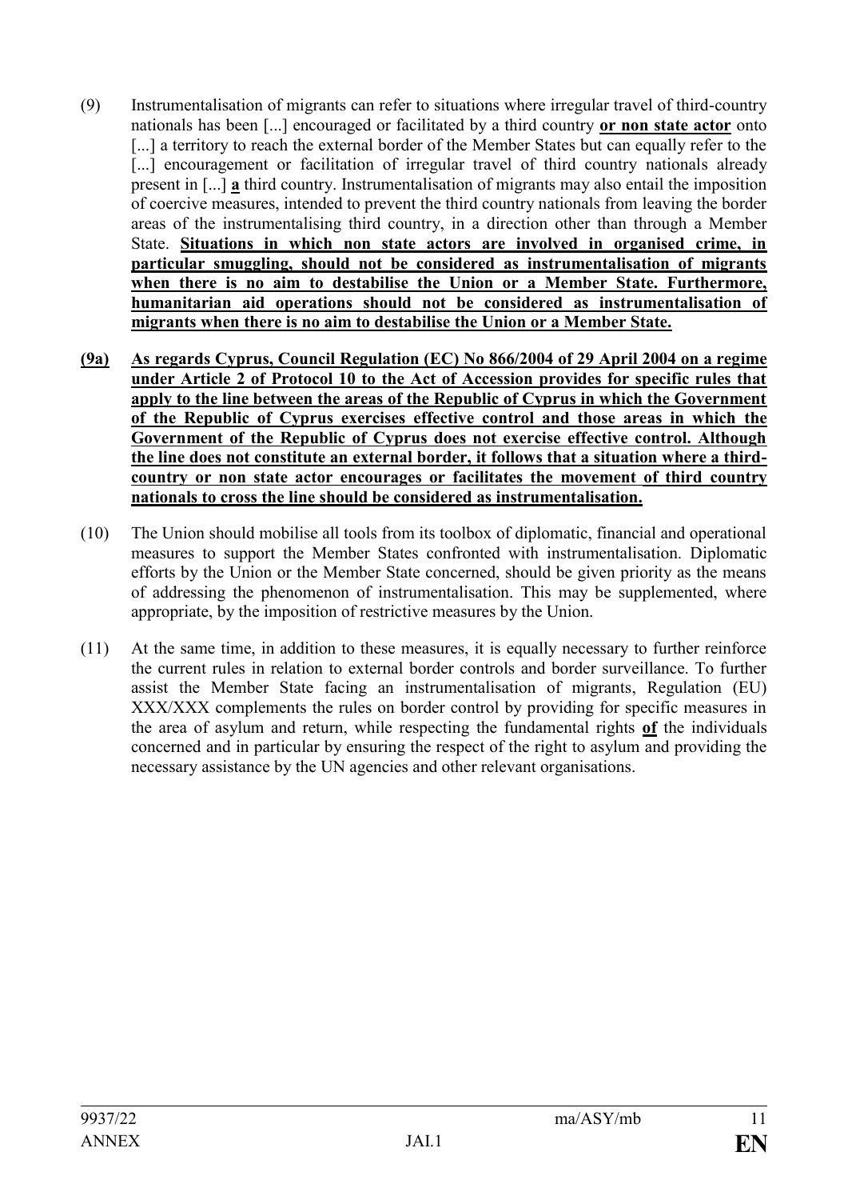(9) Instrumentalisation of migrants can refer to situations where irregular travel of third-country nationals has been [...] encouraged or facilitated by a third country **or non state actor** onto [...] a territory to reach the external border of the Member States but can equally refer to the [...] encouragement or facilitation of irregular travel of third country nationals already present in [...] **a** third country. Instrumentalisation of migrants may also entail the imposition of coercive measures, intended to prevent the third country nationals from leaving the border areas of the instrumentalising third country, in a direction other than through a Member State. **Situations in which non state actors are involved in organised crime, in particular smuggling, should not be considered as instrumentalisation of migrants when there is no aim to destabilise the Union or a Member State. Furthermore, humanitarian aid operations should not be considered as instrumentalisation of migrants when there is no aim to destabilise the Union or a Member State.**

**(9a) As regards Cyprus, Council Regulation (EC) No 866/2004 of 29 April 2004 on a regime under Article 2 of Protocol 10 to the Act of Accession provides for specific rules that apply to the line between the areas of the Republic of Cyprus in which the Government of the Republic of Cyprus exercises effective control and those areas in which the Government of the Republic of Cyprus does not exercise effective control. Although the line does not constitute an external border, it follows that a situation where a third-country or non state actor encourages or facilitates the movement of third country nationals to cross the line should be considered as instrumentalisation.**

(10) The Union should mobilise all tools from its toolbox of diplomatic, financial and operational measures to support the Member States confronted with instrumentalisation. Diplomatic efforts by the Union or the Member State concerned, should be given priority as the means of addressing the phenomenon of instrumentalisation. This may be supplemented, where appropriate, by the imposition of restrictive measures by the Union.

(11) At the same time, in addition to these measures, it is equally necessary to further reinforce the current rules in relation to external border controls and border surveillance. To further assist the Member State facing an instrumentalisation of migrants, Regulation (EU) XXX/XXX complements the rules on border control by providing for specific measures in the area of asylum and return, while respecting the fundamental rights **of** the individuals concerned and in particular by ensuring the respect of the right to asylum and providing the necessary assistance by the UN agencies and other relevant organisations.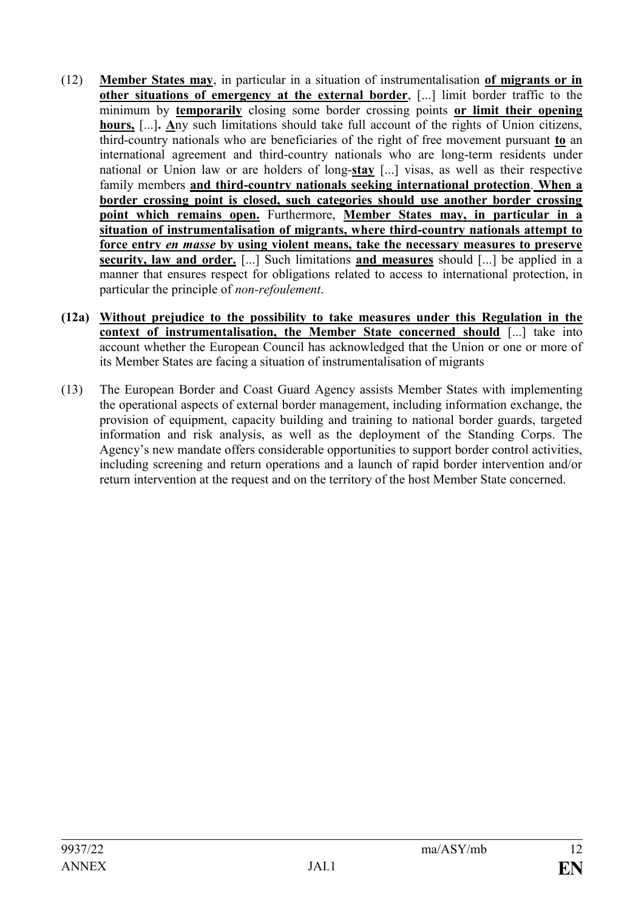(12) **Member States may**, in particular in a situation of instrumentalisation **of migrants or in other situations of emergency at the external border**, [...] limit border traffic to the minimum by **temporarily** closing some border crossing points **or limit their opening hours,** [...]**. A**ny such limitations should take full account of the rights of Union citizens, third-country nationals who are beneficiaries of the right of free movement pursuant **to** an international agreement and third-country nationals who are long-term residents under national or Union law or are holders of long-**stay** [...] visas, as well as their respective family members **and third-country nationals seeking international protection**. **When a border crossing point is closed, such categories should use another border crossing point which remains open.** Furthermore, **Member States may, in particular in a situation of instrumentalisation of migrants, where third-country nationals attempt to force entry *en masse* by using violent means, take the necessary measures to preserve security, law and order.** [...] Such limitations **and measures** should [...] be applied in a manner that ensures respect for obligations related to access to international protection, in particular the principle of *non-refoulement*.

**(12a) Without prejudice to the possibility to take measures under this Regulation in the context of instrumentalisation, the Member State concerned should** [...] take into account whether the European Council has acknowledged that the Union or one or more of its Member States are facing a situation of instrumentalisation of migrants

(13) The European Border and Coast Guard Agency assists Member States with implementing the operational aspects of external border management, including information exchange, the provision of equipment, capacity building and training to national border guards, targeted information and risk analysis, as well as the deployment of the Standing Corps. The Agency's new mandate offers considerable opportunities to support border control activities, including screening and return operations and a launch of rapid border intervention and/or return intervention at the request and on the territory of the host Member State concerned.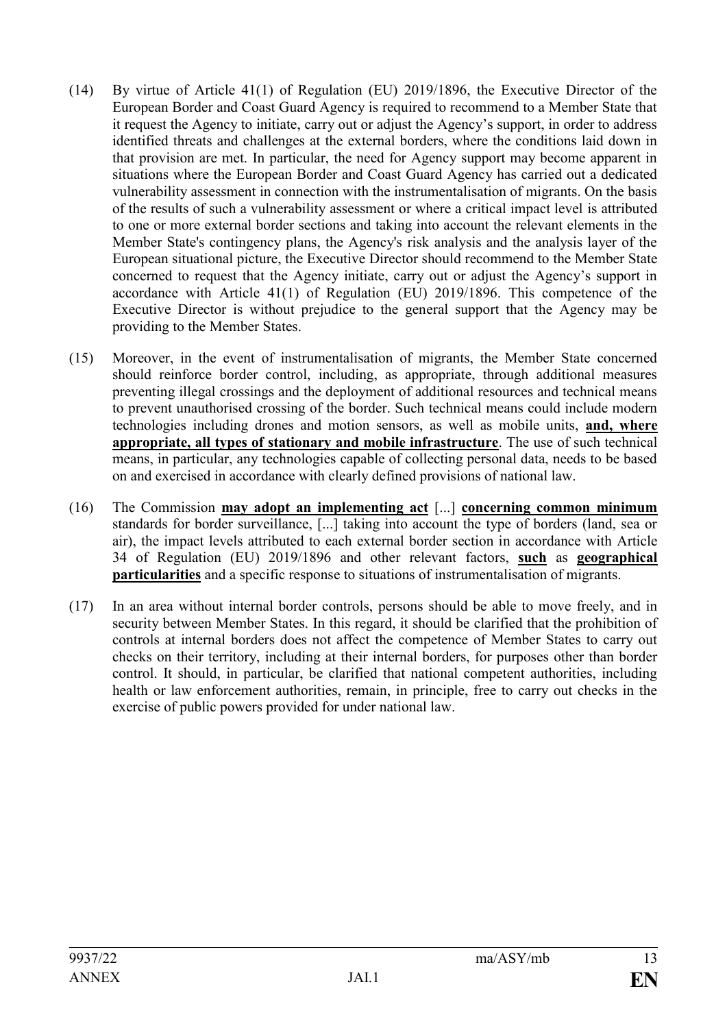(14) By virtue of Article 41(1) of Regulation (EU) 2019/1896, the Executive Director of the European Border and Coast Guard Agency is required to recommend to a Member State that it request the Agency to initiate, carry out or adjust the Agency's support, in order to address identified threats and challenges at the external borders, where the conditions laid down in that provision are met. In particular, the need for Agency support may become apparent in situations where the European Border and Coast Guard Agency has carried out a dedicated vulnerability assessment in connection with the instrumentalisation of migrants. On the basis of the results of such a vulnerability assessment or where a critical impact level is attributed to one or more external border sections and taking into account the relevant elements in the Member State's contingency plans, the Agency's risk analysis and the analysis layer of the European situational picture, the Executive Director should recommend to the Member State concerned to request that the Agency initiate, carry out or adjust the Agency's support in accordance with Article 41(1) of Regulation (EU) 2019/1896. This competence of the Executive Director is without prejudice to the general support that the Agency may be providing to the Member States.

(15) Moreover, in the event of instrumentalisation of migrants, the Member State concerned should reinforce border control, including, as appropriate, through additional measures preventing illegal crossings and the deployment of additional resources and technical means to prevent unauthorised crossing of the border. Such technical means could include modern technologies including drones and motion sensors, as well as mobile units, **and, where appropriate, all types of stationary and mobile infrastructure**. The use of such technical means, in particular, any technologies capable of collecting personal data, needs to be based on and exercised in accordance with clearly defined provisions of national law.

(16) The Commission **may adopt an implementing act** [...] **concerning common minimum** standards for border surveillance, [...] taking into account the type of borders (land, sea or air), the impact levels attributed to each external border section in accordance with Article 34 of Regulation (EU) 2019/1896 and other relevant factors, **such** as **geographical particularities** and a specific response to situations of instrumentalisation of migrants.

(17) In an area without internal border controls, persons should be able to move freely, and in security between Member States. In this regard, it should be clarified that the prohibition of controls at internal borders does not affect the competence of Member States to carry out checks on their territory, including at their internal borders, for purposes other than border control. It should, in particular, be clarified that national competent authorities, including health or law enforcement authorities, remain, in principle, free to carry out checks in the exercise of public powers provided for under national law.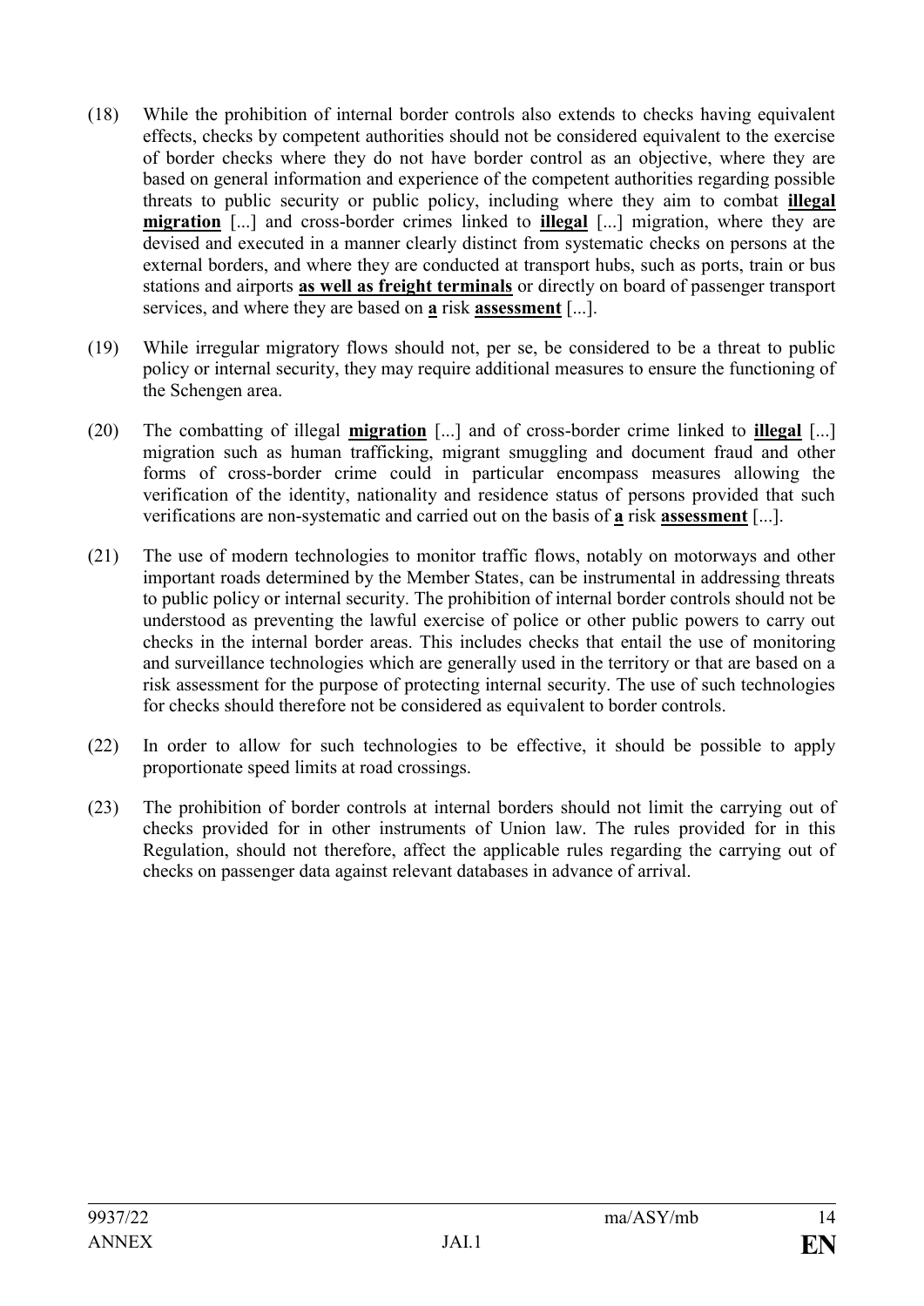(18) While the prohibition of internal border controls also extends to checks having equivalent effects, checks by competent authorities should not be considered equivalent to the exercise of border checks where they do not have border control as an objective, where they are based on general information and experience of the competent authorities regarding possible threats to public security or public policy, including where they aim to combat **illegal migration** [...] and cross-border crimes linked to **illegal** [...] migration, where they are devised and executed in a manner clearly distinct from systematic checks on persons at the external borders, and where they are conducted at transport hubs, such as ports, train or bus stations and airports **as well as freight terminals** or directly on board of passenger transport services, and where they are based on **a** risk **assessment** [...].

(19) While irregular migratory flows should not, per se, be considered to be a threat to public policy or internal security, they may require additional measures to ensure the functioning of the Schengen area.

(20) The combatting of illegal **migration** [...] and of cross-border crime linked to **illegal** [...] migration such as human trafficking, migrant smuggling and document fraud and other forms of cross-border crime could in particular encompass measures allowing the verification of the identity, nationality and residence status of persons provided that such verifications are non-systematic and carried out on the basis of **a** risk **assessment** [...].

(21) The use of modern technologies to monitor traffic flows, notably on motorways and other important roads determined by the Member States, can be instrumental in addressing threats to public policy or internal security. The prohibition of internal border controls should not be understood as preventing the lawful exercise of police or other public powers to carry out checks in the internal border areas. This includes checks that entail the use of monitoring and surveillance technologies which are generally used in the territory or that are based on a risk assessment for the purpose of protecting internal security. The use of such technologies for checks should therefore not be considered as equivalent to border controls.

(22) In order to allow for such technologies to be effective, it should be possible to apply proportionate speed limits at road crossings.

(23) The prohibition of border controls at internal borders should not limit the carrying out of checks provided for in other instruments of Union law. The rules provided for in this Regulation, should not therefore, affect the applicable rules regarding the carrying out of checks on passenger data against relevant databases in advance of arrival.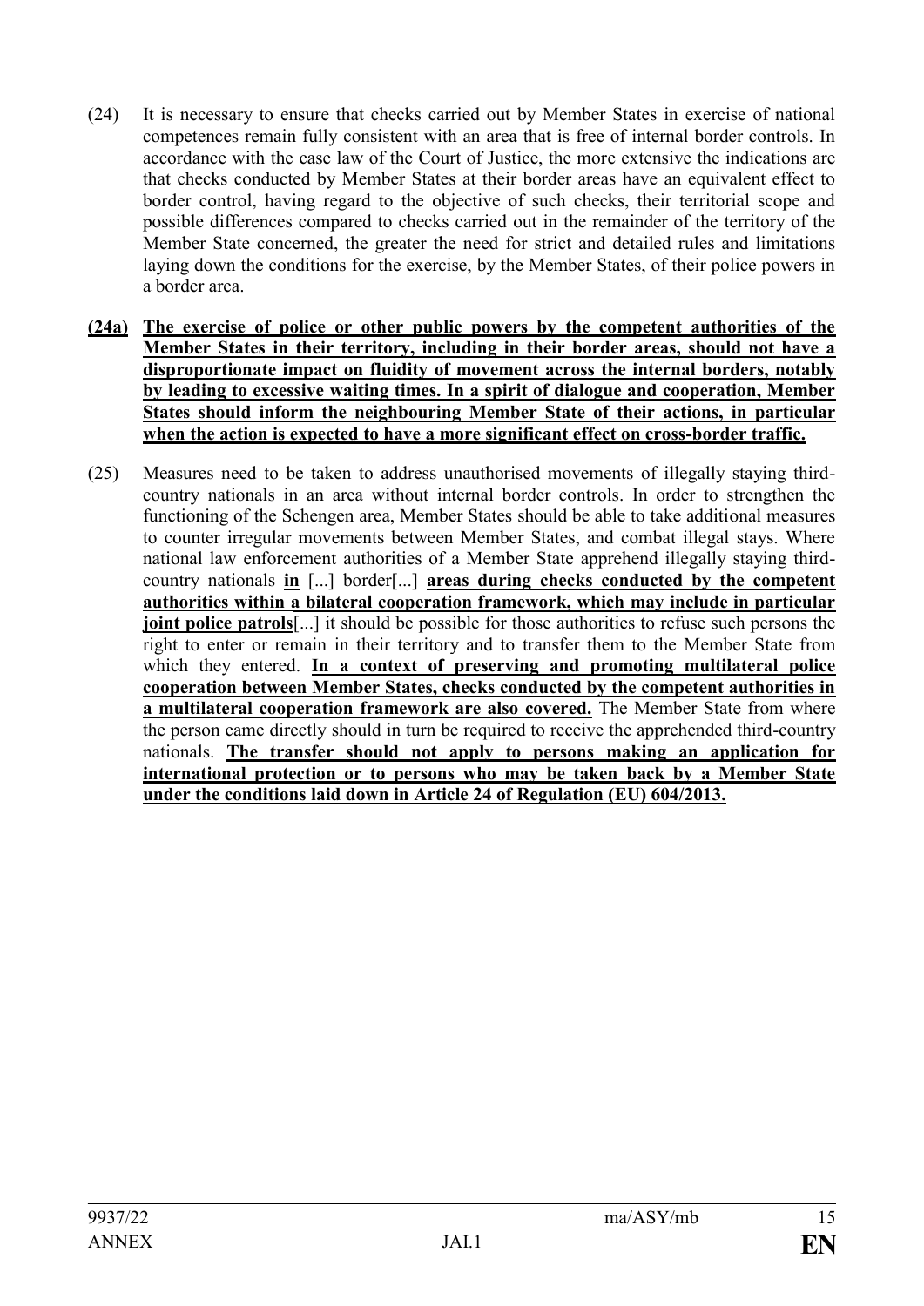(24) It is necessary to ensure that checks carried out by Member States in exercise of national competences remain fully consistent with an area that is free of internal border controls. In accordance with the case law of the Court of Justice, the more extensive the indications are that checks conducted by Member States at their border areas have an equivalent effect to border control, having regard to the objective of such checks, their territorial scope and possible differences compared to checks carried out in the remainder of the territory of the Member State concerned, the greater the need for strict and detailed rules and limitations laying down the conditions for the exercise, by the Member States, of their police powers in a border area.

**(24a) The exercise of police or other public powers by the competent authorities of the Member States in their territory, including in their border areas, should not have a disproportionate impact on fluidity of movement across the internal borders, notably by leading to excessive waiting times. In a spirit of dialogue and cooperation, Member States should inform the neighbouring Member State of their actions, in particular when the action is expected to have a more significant effect on cross-border traffic.**

(25) Measures need to be taken to address unauthorised movements of illegally staying third-country nationals in an area without internal border controls. In order to strengthen the functioning of the Schengen area, Member States should be able to take additional measures to counter irregular movements between Member States, and combat illegal stays. Where national law enforcement authorities of a Member State apprehend illegally staying third-country nationals **in** [...] border[...] **areas during checks conducted by the competent authorities within a bilateral cooperation framework, which may include in particular joint police patrols**[...] it should be possible for those authorities to refuse such persons the right to enter or remain in their territory and to transfer them to the Member State from which they entered. **In a context of preserving and promoting multilateral police cooperation between Member States, checks conducted by the competent authorities in a multilateral cooperation framework are also covered.** The Member State from where the person came directly should in turn be required to receive the apprehended third-country nationals. **The transfer should not apply to persons making an application for international protection or to persons who may be taken back by a Member State under the conditions laid down in Article 24 of Regulation (EU) 604/2013.**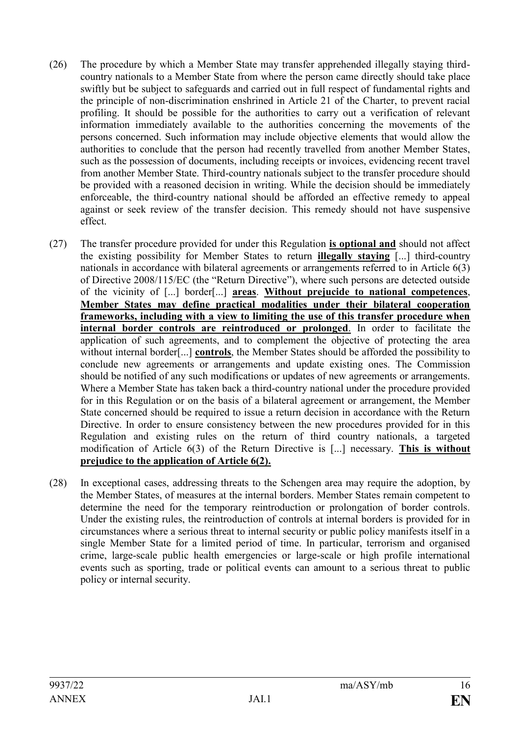(26) The procedure by which a Member State may transfer apprehended illegally staying third-country nationals to a Member State from where the person came directly should take place swiftly but be subject to safeguards and carried out in full respect of fundamental rights and the principle of non-discrimination enshrined in Article 21 of the Charter, to prevent racial profiling. It should be possible for the authorities to carry out a verification of relevant information immediately available to the authorities concerning the movements of the persons concerned. Such information may include objective elements that would allow the authorities to conclude that the person had recently travelled from another Member States, such as the possession of documents, including receipts or invoices, evidencing recent travel from another Member State. Third-country nationals subject to the transfer procedure should be provided with a reasoned decision in writing. While the decision should be immediately enforceable, the third-country national should be afforded an effective remedy to appeal against or seek review of the transfer decision. This remedy should not have suspensive effect.

(27) The transfer procedure provided for under this Regulation **is optional and** should not affect the existing possibility for Member States to return **illegally staying** [...] third-country nationals in accordance with bilateral agreements or arrangements referred to in Article 6(3) of Directive 2008/115/EC (the "Return Directive"), where such persons are detected outside of the vicinity of [...] border[...] **areas**. **Without prejucide to national competences**, **Member States may define practical modalities under their bilateral cooperation frameworks, including with a view to limiting the use of this transfer procedure when internal border controls are reintroduced or prolonged**. In order to facilitate the application of such agreements, and to complement the objective of protecting the area without internal border[...] **controls**, the Member States should be afforded the possibility to conclude new agreements or arrangements and update existing ones. The Commission should be notified of any such modifications or updates of new agreements or arrangements. Where a Member State has taken back a third-country national under the procedure provided for in this Regulation or on the basis of a bilateral agreement or arrangement, the Member State concerned should be required to issue a return decision in accordance with the Return Directive. In order to ensure consistency between the new procedures provided for in this Regulation and existing rules on the return of third country nationals, a targeted modification of Article 6(3) of the Return Directive is [...] necessary. **This is without prejudice to the application of Article 6(2).**

(28) In exceptional cases, addressing threats to the Schengen area may require the adoption, by the Member States, of measures at the internal borders. Member States remain competent to determine the need for the temporary reintroduction or prolongation of border controls. Under the existing rules, the reintroduction of controls at internal borders is provided for in circumstances where a serious threat to internal security or public policy manifests itself in a single Member State for a limited period of time. In particular, terrorism and organised crime, large-scale public health emergencies or large-scale or high profile international events such as sporting, trade or political events can amount to a serious threat to public policy or internal security.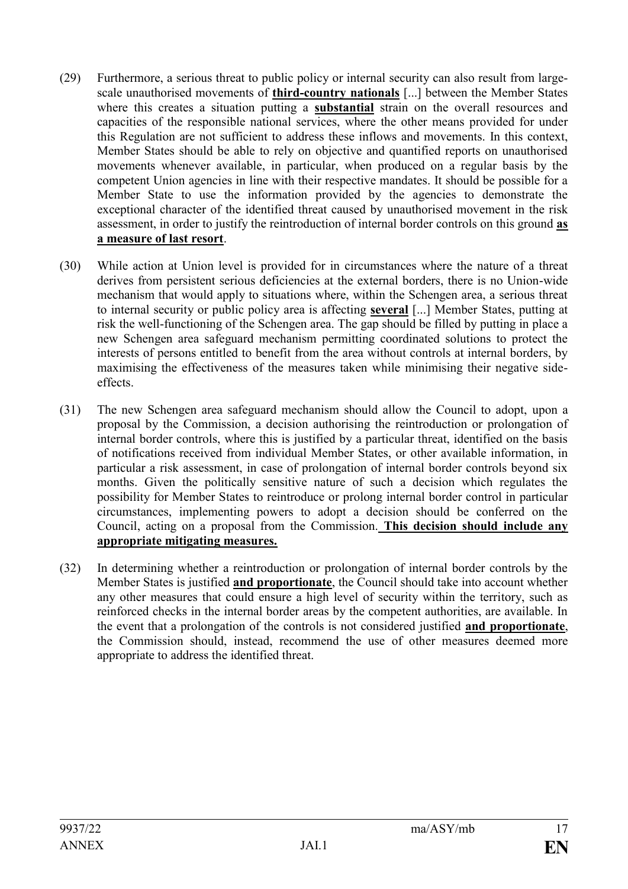(29) Furthermore, a serious threat to public policy or internal security can also result from large-scale unauthorised movements of **third-country nationals** [...] between the Member States where this creates a situation putting a **substantial** strain on the overall resources and capacities of the responsible national services, where the other means provided for under this Regulation are not sufficient to address these inflows and movements. In this context, Member States should be able to rely on objective and quantified reports on unauthorised movements whenever available, in particular, when produced on a regular basis by the competent Union agencies in line with their respective mandates. It should be possible for a Member State to use the information provided by the agencies to demonstrate the exceptional character of the identified threat caused by unauthorised movement in the risk assessment, in order to justify the reintroduction of internal border controls on this ground **as a measure of last resort**.

(30) While action at Union level is provided for in circumstances where the nature of a threat derives from persistent serious deficiencies at the external borders, there is no Union-wide mechanism that would apply to situations where, within the Schengen area, a serious threat to internal security or public policy area is affecting **several** [...] Member States, putting at risk the well-functioning of the Schengen area. The gap should be filled by putting in place a new Schengen area safeguard mechanism permitting coordinated solutions to protect the interests of persons entitled to benefit from the area without controls at internal borders, by maximising the effectiveness of the measures taken while minimising their negative side-effects.

(31) The new Schengen area safeguard mechanism should allow the Council to adopt, upon a proposal by the Commission, a decision authorising the reintroduction or prolongation of internal border controls, where this is justified by a particular threat, identified on the basis of notifications received from individual Member States, or other available information, in particular a risk assessment, in case of prolongation of internal border controls beyond six months. Given the politically sensitive nature of such a decision which regulates the possibility for Member States to reintroduce or prolong internal border control in particular circumstances, implementing powers to adopt a decision should be conferred on the Council, acting on a proposal from the Commission. **This decision should include any appropriate mitigating measures.**

(32) In determining whether a reintroduction or prolongation of internal border controls by the Member States is justified **and proportionate**, the Council should take into account whether any other measures that could ensure a high level of security within the territory, such as reinforced checks in the internal border areas by the competent authorities, are available. In the event that a prolongation of the controls is not considered justified **and proportionate**, the Commission should, instead, recommend the use of other measures deemed more appropriate to address the identified threat.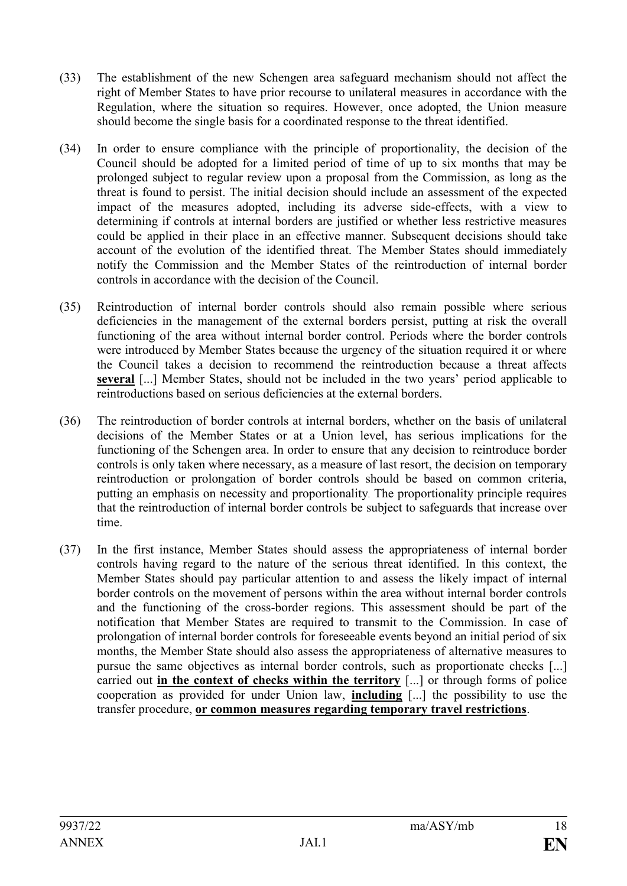(33) The establishment of the new Schengen area safeguard mechanism should not affect the right of Member States to have prior recourse to unilateral measures in accordance with the Regulation, where the situation so requires. However, once adopted, the Union measure should become the single basis for a coordinated response to the threat identified.

(34) In order to ensure compliance with the principle of proportionality, the decision of the Council should be adopted for a limited period of time of up to six months that may be prolonged subject to regular review upon a proposal from the Commission, as long as the threat is found to persist. The initial decision should include an assessment of the expected impact of the measures adopted, including its adverse side-effects, with a view to determining if controls at internal borders are justified or whether less restrictive measures could be applied in their place in an effective manner. Subsequent decisions should take account of the evolution of the identified threat. The Member States should immediately notify the Commission and the Member States of the reintroduction of internal border controls in accordance with the decision of the Council.

(35) Reintroduction of internal border controls should also remain possible where serious deficiencies in the management of the external borders persist, putting at risk the overall functioning of the area without internal border control. Periods where the border controls were introduced by Member States because the urgency of the situation required it or where the Council takes a decision to recommend the reintroduction because a threat affects **several** [...] Member States, should not be included in the two years' period applicable to reintroductions based on serious deficiencies at the external borders.

(36) The reintroduction of border controls at internal borders, whether on the basis of unilateral decisions of the Member States or at a Union level, has serious implications for the functioning of the Schengen area. In order to ensure that any decision to reintroduce border controls is only taken where necessary, as a measure of last resort, the decision on temporary reintroduction or prolongation of border controls should be based on common criteria, putting an emphasis on necessity and proportionality. The proportionality principle requires that the reintroduction of internal border controls be subject to safeguards that increase over time.

(37) In the first instance, Member States should assess the appropriateness of internal border controls having regard to the nature of the serious threat identified. In this context, the Member States should pay particular attention to and assess the likely impact of internal border controls on the movement of persons within the area without internal border controls and the functioning of the cross-border regions. This assessment should be part of the notification that Member States are required to transmit to the Commission. In case of prolongation of internal border controls for foreseeable events beyond an initial period of six months, the Member State should also assess the appropriateness of alternative measures to pursue the same objectives as internal border controls, such as proportionate checks [...] carried out **in the context of checks within the territory** [...] or through forms of police cooperation as provided for under Union law, **including** [...] the possibility to use the transfer procedure, **or common measures regarding temporary travel restrictions**.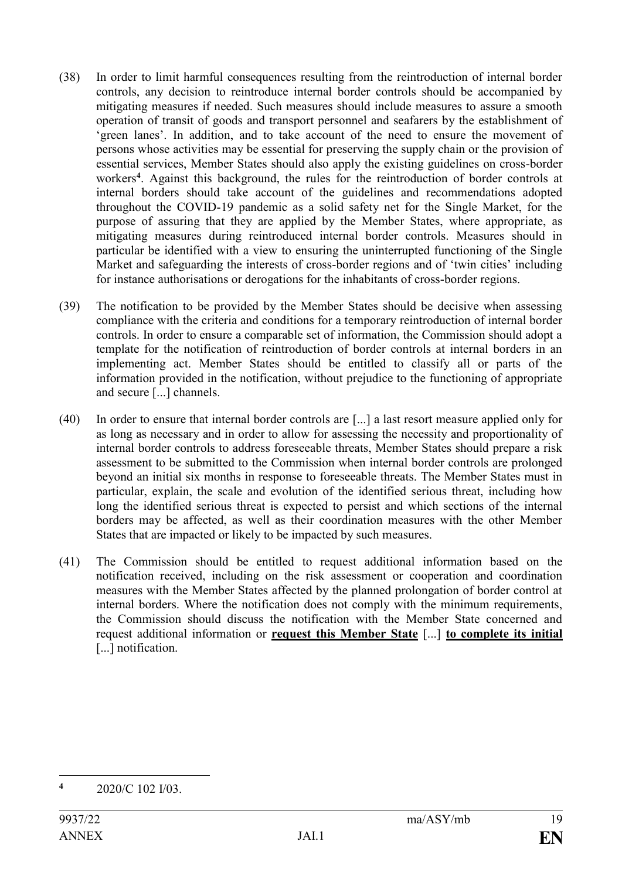(38) In order to limit harmful consequences resulting from the reintroduction of internal border controls, any decision to reintroduce internal border controls should be accompanied by mitigating measures if needed. Such measures should include measures to assure a smooth operation of transit of goods and transport personnel and seafarers by the establishment of 'green lanes'. In addition, and to take account of the need to ensure the movement of persons whose activities may be essential for preserving the supply chain or the provision of essential services, Member States should also apply the existing guidelines on cross-border workers[4]. Against this background, the rules for the reintroduction of border controls at internal borders should take account of the guidelines and recommendations adopted throughout the COVID-19 pandemic as a solid safety net for the Single Market, for the purpose of assuring that they are applied by the Member States, where appropriate, as mitigating measures during reintroduced internal border controls. Measures should in particular be identified with a view to ensuring the uninterrupted functioning of the Single Market and safeguarding the interests of cross-border regions and of 'twin cities' including for instance authorisations or derogations for the inhabitants of cross-border regions.

(39) The notification to be provided by the Member States should be decisive when assessing compliance with the criteria and conditions for a temporary reintroduction of internal border controls. In order to ensure a comparable set of information, the Commission should adopt a template for the notification of reintroduction of border controls at internal borders in an implementing act. Member States should be entitled to classify all or parts of the information provided in the notification, without prejudice to the functioning of appropriate and secure [...] channels.

(40) In order to ensure that internal border controls are [...] a last resort measure applied only for as long as necessary and in order to allow for assessing the necessity and proportionality of internal border controls to address foreseeable threats, Member States should prepare a risk assessment to be submitted to the Commission when internal border controls are prolonged beyond an initial six months in response to foreseeable threats. The Member States must in particular, explain, the scale and evolution of the identified serious threat, including how long the identified serious threat is expected to persist and which sections of the internal borders may be affected, as well as their coordination measures with the other Member States that are impacted or likely to be impacted by such measures.

(41) The Commission should be entitled to request additional information based on the notification received, including on the risk assessment or cooperation and coordination measures with the Member States affected by the planned prolongation of border control at internal borders. Where the notification does not comply with the minimum requirements, the Commission should discuss the notification with the Member State concerned and request additional information or **request this Member State** [...] **to complete its initial** [...] notification.

[4] 2020/C 102 I/03.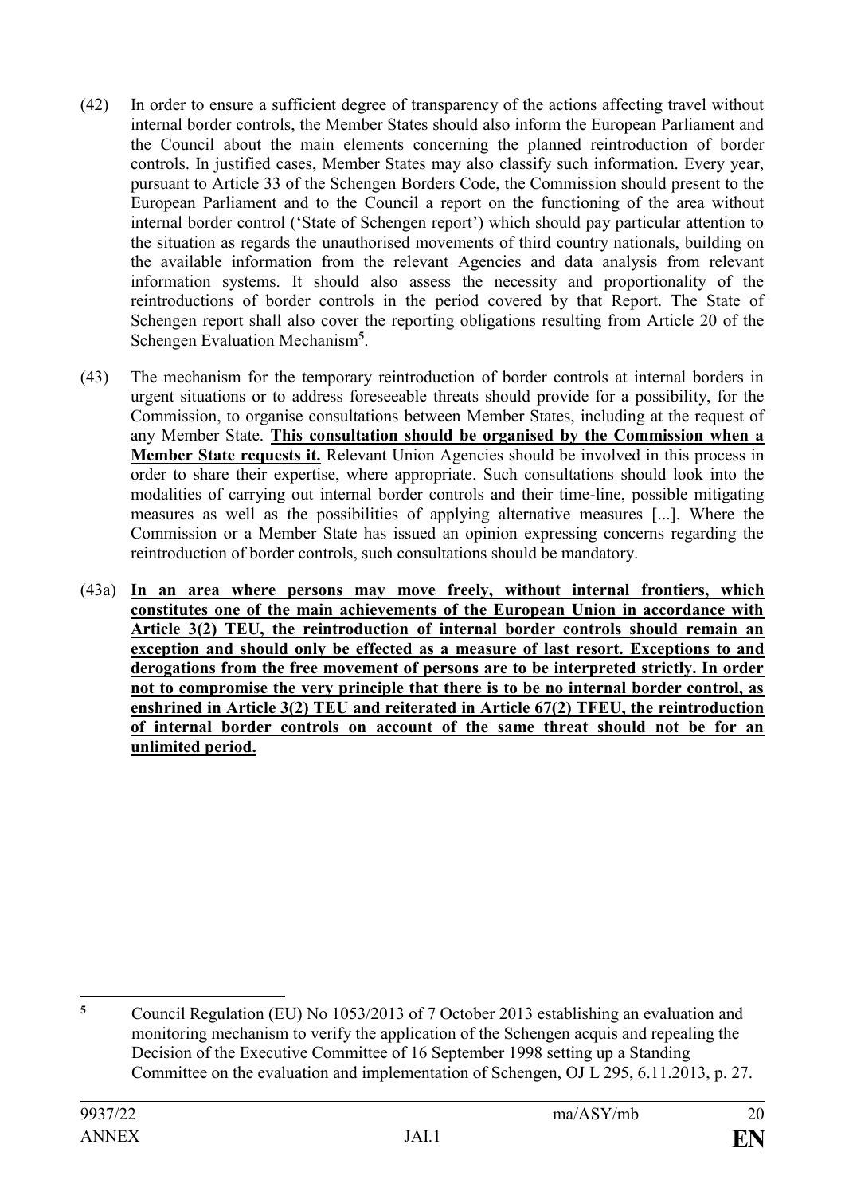(42) In order to ensure a sufficient degree of transparency of the actions affecting travel without internal border controls, the Member States should also inform the European Parliament and the Council about the main elements concerning the planned reintroduction of border controls. In justified cases, Member States may also classify such information. Every year, pursuant to Article 33 of the Schengen Borders Code, the Commission should present to the European Parliament and to the Council a report on the functioning of the area without internal border control ('State of Schengen report') which should pay particular attention to the situation as regards the unauthorised movements of third country nationals, building on the available information from the relevant Agencies and data analysis from relevant information systems. It should also assess the necessity and proportionality of the reintroductions of border controls in the period covered by that Report. The State of Schengen report shall also cover the reporting obligations resulting from Article 20 of the Schengen Evaluation Mechanism[5].

(43) The mechanism for the temporary reintroduction of border controls at internal borders in urgent situations or to address foreseeable threats should provide for a possibility, for the Commission, to organise consultations between Member States, including at the request of any Member State. **<u>This consultation should be organised by the Commission when a Member State requests it.</u>** Relevant Union Agencies should be involved in this process in order to share their expertise, where appropriate. Such consultations should look into the modalities of carrying out internal border controls and their time-line, possible mitigating measures as well as the possibilities of applying alternative measures [...]. Where the Commission or a Member State has issued an opinion expressing concerns regarding the reintroduction of border controls, such consultations should be mandatory.

(43a) **<u>In an area where persons may move freely, without internal frontiers, which constitutes one of the main achievements of the European Union in accordance with Article 3(2) TEU, the reintroduction of internal border controls should remain an exception and should only be effected as a measure of last resort. Exceptions to and derogations from the free movement of persons are to be interpreted strictly. In order not to compromise the very principle that there is to be no internal border control, as enshrined in Article 3(2) TEU and reiterated in Article 67(2) TFEU, the reintroduction of internal border controls on account of the same threat should not be for an unlimited period.</u>**

---

[5] Council Regulation (EU) No 1053/2013 of 7 October 2013 establishing an evaluation and monitoring mechanism to verify the application of the Schengen acquis and repealing the Decision of the Executive Committee of 16 September 1998 setting up a Standing Committee on the evaluation and implementation of Schengen, OJ L 295, 6.11.2013, p. 27.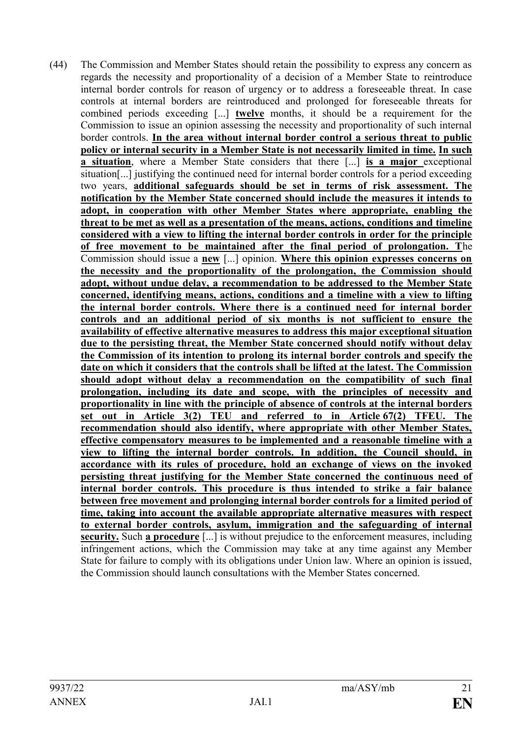(44) The Commission and Member States should retain the possibility to express any concern as regards the necessity and proportionality of a decision of a Member State to reintroduce internal border controls for reason of urgency or to address a foreseeable threat. In case controls at internal borders are reintroduced and prolonged for foreseeable threats for combined periods exceeding [...] **twelve** months, it should be a requirement for the Commission to issue an opinion assessing the necessity and proportionality of such internal border controls. **In the area without internal border control a serious threat to public policy or internal security in a Member State is not necessarily limited in time. In such a situation**, where a Member State considers that there [...] **is a major** exceptional situation[...] justifying the continued need for internal border controls for a period exceeding two years, **additional safeguards should be set in terms of risk assessment. The notification by the Member State concerned should include the measures it intends to adopt, in cooperation with other Member States where appropriate, enabling the threat to be met as well as a presentation of the means, actions, conditions and timeline considered with a view to lifting the internal border controls in order for the principle of free movement to be maintained after the final period of prolongation. T**he Commission should issue a **new** [...] opinion. **Where this opinion expresses concerns on the necessity and the proportionality of the prolongation, the Commission should adopt, without undue delay, a recommendation to be addressed to the Member State concerned, identifying means, actions, conditions and a timeline with a view to lifting the internal border controls. Where there is a continued need for internal border controls and an additional period of six months is not sufficient to ensure the availability of effective alternative measures to address this major exceptional situation due to the persisting threat, the Member State concerned should notify without delay the Commission of its intention to prolong its internal border controls and specify the date on which it considers that the controls shall be lifted at the latest. The Commission should adopt without delay a recommendation on the compatibility of such final prolongation, including its date and scope, with the principles of necessity and proportionality in line with the principle of absence of controls at the internal borders set out in Article 3(2) TEU and referred to in Article 67(2) TFEU. The recommendation should also identify, where appropriate with other Member States, effective compensatory measures to be implemented and a reasonable timeline with a view to lifting the internal border controls. In addition, the Council should, in accordance with its rules of procedure, hold an exchange of views on the invoked persisting threat justifying for the Member State concerned the continuous need of internal border controls. This procedure is thus intended to strike a fair balance between free movement and prolonging internal border controls for a limited period of time, taking into account the available appropriate alternative measures with respect to external border controls, asylum, immigration and the safeguarding of internal security.** Such **a procedure** [...] is without prejudice to the enforcement measures, including infringement actions, which the Commission may take at any time against any Member State for failure to comply with its obligations under Union law. Where an opinion is issued, the Commission should launch consultations with the Member States concerned.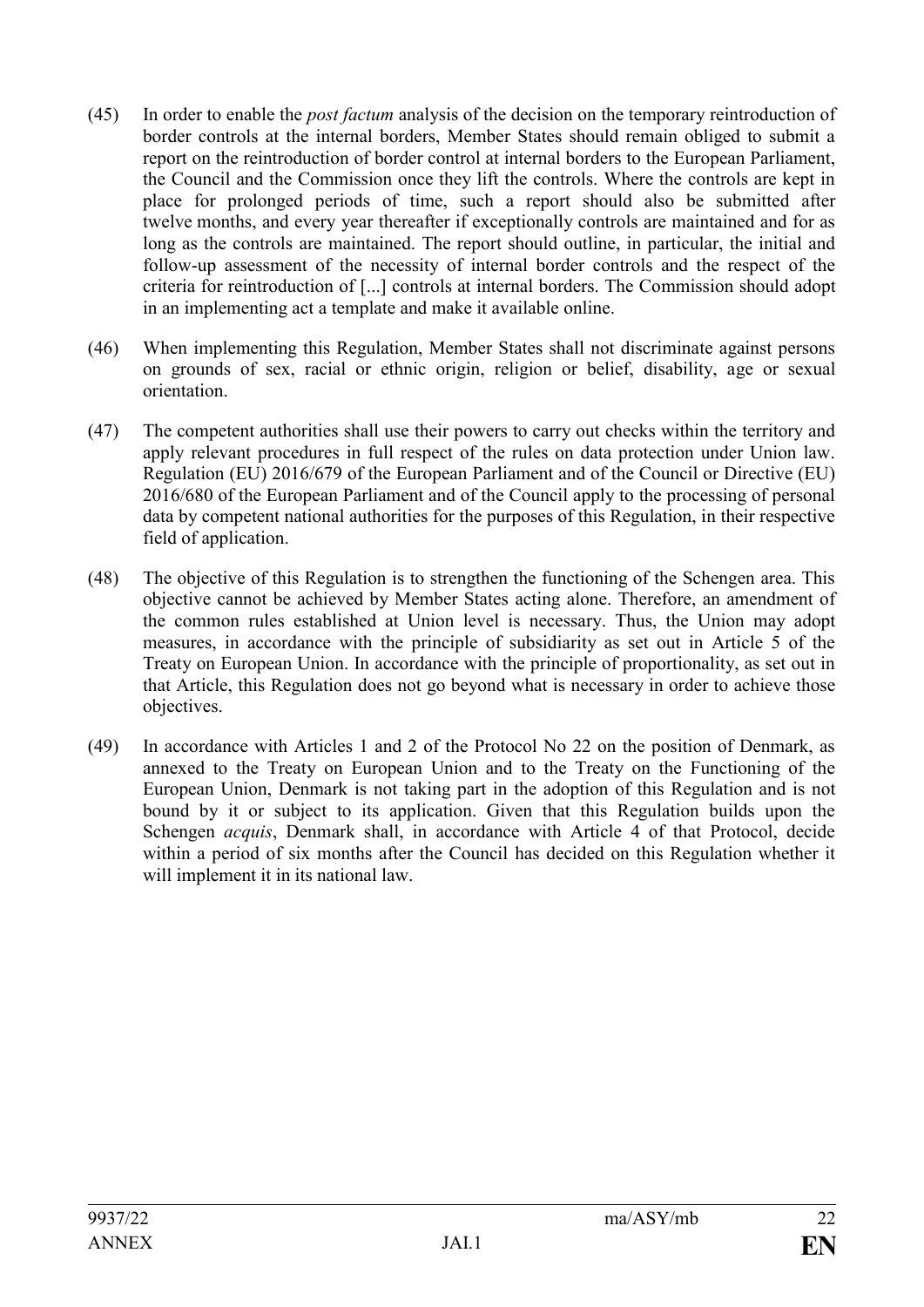(45) In order to enable the *post factum* analysis of the decision on the temporary reintroduction of border controls at the internal borders, Member States should remain obliged to submit a report on the reintroduction of border control at internal borders to the European Parliament, the Council and the Commission once they lift the controls. Where the controls are kept in place for prolonged periods of time, such a report should also be submitted after twelve months, and every year thereafter if exceptionally controls are maintained and for as long as the controls are maintained. The report should outline, in particular, the initial and follow-up assessment of the necessity of internal border controls and the respect of the criteria for reintroduction of [...] controls at internal borders. The Commission should adopt in an implementing act a template and make it available online.

(46) When implementing this Regulation, Member States shall not discriminate against persons on grounds of sex, racial or ethnic origin, religion or belief, disability, age or sexual orientation.

(47) The competent authorities shall use their powers to carry out checks within the territory and apply relevant procedures in full respect of the rules on data protection under Union law. Regulation (EU) 2016/679 of the European Parliament and of the Council or Directive (EU) 2016/680 of the European Parliament and of the Council apply to the processing of personal data by competent national authorities for the purposes of this Regulation, in their respective field of application.

(48) The objective of this Regulation is to strengthen the functioning of the Schengen area. This objective cannot be achieved by Member States acting alone. Therefore, an amendment of the common rules established at Union level is necessary. Thus, the Union may adopt measures, in accordance with the principle of subsidiarity as set out in Article 5 of the Treaty on European Union. In accordance with the principle of proportionality, as set out in that Article, this Regulation does not go beyond what is necessary in order to achieve those objectives.

(49) In accordance with Articles 1 and 2 of the Protocol No 22 on the position of Denmark, as annexed to the Treaty on European Union and to the Treaty on the Functioning of the European Union, Denmark is not taking part in the adoption of this Regulation and is not bound by it or subject to its application. Given that this Regulation builds upon the Schengen *acquis*, Denmark shall, in accordance with Article 4 of that Protocol, decide within a period of six months after the Council has decided on this Regulation whether it will implement it in its national law.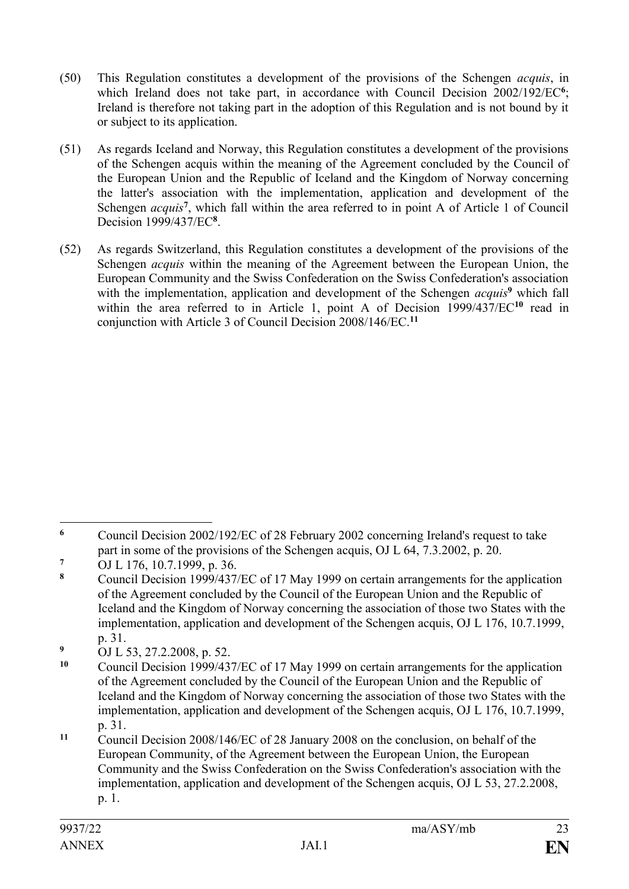(50) This Regulation constitutes a development of the provisions of the Schengen *acquis*, in which Ireland does not take part, in accordance with Council Decision 2002/192/EC[6]; Ireland is therefore not taking part in the adoption of this Regulation and is not bound by it or subject to its application.

(51) As regards Iceland and Norway, this Regulation constitutes a development of the provisions of the Schengen acquis within the meaning of the Agreement concluded by the Council of the European Union and the Republic of Iceland and the Kingdom of Norway concerning the latter's association with the implementation, application and development of the Schengen *acquis*[7], which fall within the area referred to in point A of Article 1 of Council Decision 1999/437/EC[8].

(52) As regards Switzerland, this Regulation constitutes a development of the provisions of the Schengen *acquis* within the meaning of the Agreement between the European Union, the European Community and the Swiss Confederation on the Swiss Confederation's association with the implementation, application and development of the Schengen *acquis*[9] which fall within the area referred to in Article 1, point A of Decision 1999/437/EC[10] read in conjunction with Article 3 of Council Decision 2008/146/EC.[11]

---

[6] Council Decision 2002/192/EC of 28 February 2002 concerning Ireland's request to take part in some of the provisions of the Schengen acquis, OJ L 64, 7.3.2002, p. 20.

[7] OJ L 176, 10.7.1999, p. 36.

[8] Council Decision 1999/437/EC of 17 May 1999 on certain arrangements for the application of the Agreement concluded by the Council of the European Union and the Republic of Iceland and the Kingdom of Norway concerning the association of those two States with the implementation, application and development of the Schengen acquis, OJ L 176, 10.7.1999, p. 31.

[9] OJ L 53, 27.2.2008, p. 52.

[10] Council Decision 1999/437/EC of 17 May 1999 on certain arrangements for the application of the Agreement concluded by the Council of the European Union and the Republic of Iceland and the Kingdom of Norway concerning the association of those two States with the implementation, application and development of the Schengen acquis, OJ L 176, 10.7.1999, p. 31.

[11] Council Decision 2008/146/EC of 28 January 2008 on the conclusion, on behalf of the European Community, of the Agreement between the European Union, the European Community and the Swiss Confederation on the Swiss Confederation's association with the implementation, application and development of the Schengen acquis, OJ L 53, 27.2.2008, p. 1.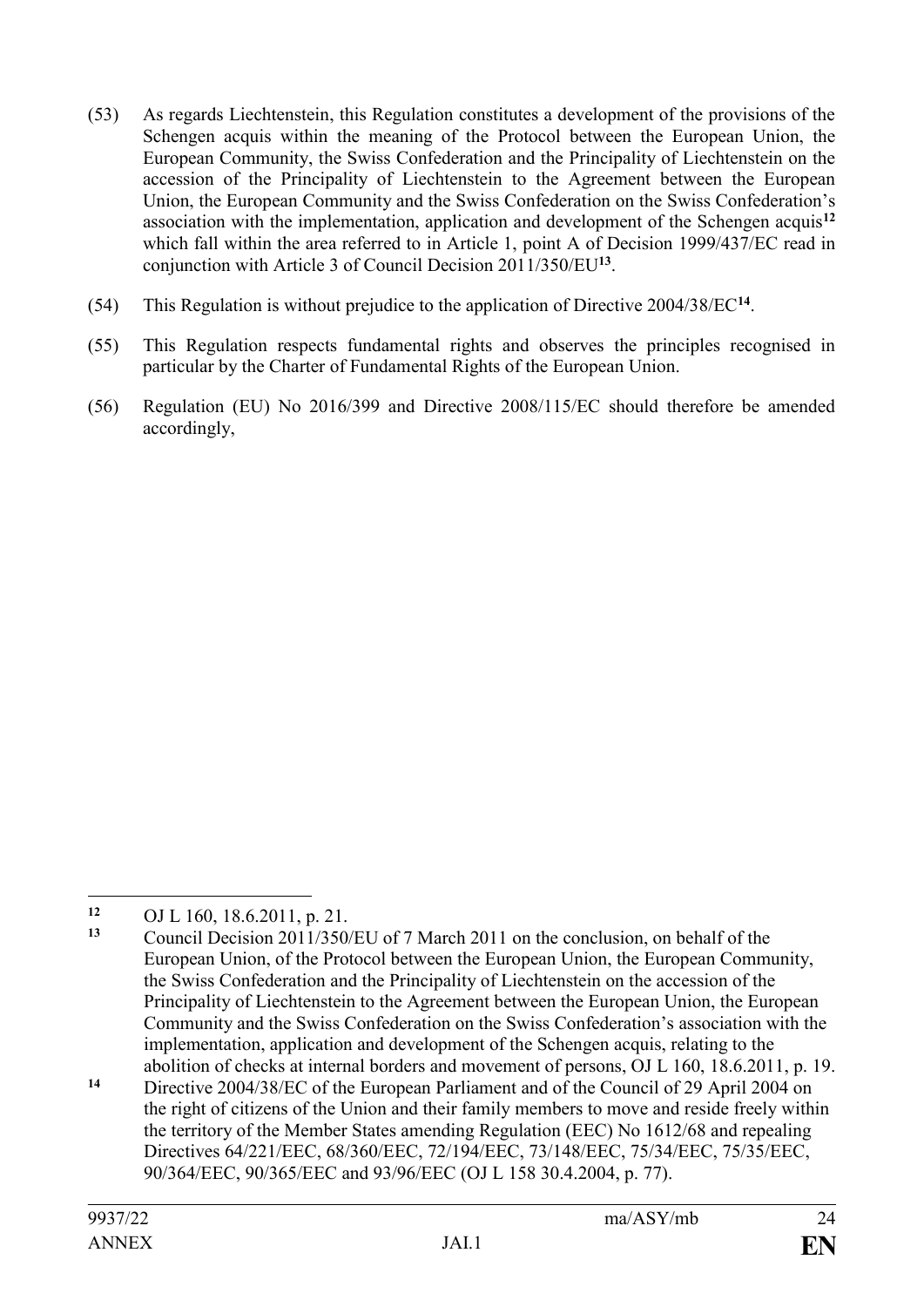(53) As regards Liechtenstein, this Regulation constitutes a development of the provisions of the Schengen acquis within the meaning of the Protocol between the European Union, the European Community, the Swiss Confederation and the Principality of Liechtenstein on the accession of the Principality of Liechtenstein to the Agreement between the European Union, the European Community and the Swiss Confederation on the Swiss Confederation's association with the implementation, application and development of the Schengen acquis[12] which fall within the area referred to in Article 1, point A of Decision 1999/437/EC read in conjunction with Article 3 of Council Decision 2011/350/EU[13].

(54) This Regulation is without prejudice to the application of Directive 2004/38/EC[14].

(55) This Regulation respects fundamental rights and observes the principles recognised in particular by the Charter of Fundamental Rights of the European Union.

(56) Regulation (EU) No 2016/399 and Directive 2008/115/EC should therefore be amended accordingly,

---

[12] OJ L 160, 18.6.2011, p. 21.

[13] Council Decision 2011/350/EU of 7 March 2011 on the conclusion, on behalf of the European Union, of the Protocol between the European Union, the European Community, the Swiss Confederation and the Principality of Liechtenstein on the accession of the Principality of Liechtenstein to the Agreement between the European Union, the European Community and the Swiss Confederation on the Swiss Confederation's association with the implementation, application and development of the Schengen acquis, relating to the abolition of checks at internal borders and movement of persons, OJ L 160, 18.6.2011, p. 19.

[14] Directive 2004/38/EC of the European Parliament and of the Council of 29 April 2004 on the right of citizens of the Union and their family members to move and reside freely within the territory of the Member States amending Regulation (EEC) No 1612/68 and repealing Directives 64/221/EEC, 68/360/EEC, 72/194/EEC, 73/148/EEC, 75/34/EEC, 75/35/EEC, 90/364/EEC, 90/365/EEC and 93/96/EEC (OJ L 158 30.4.2004, p. 77).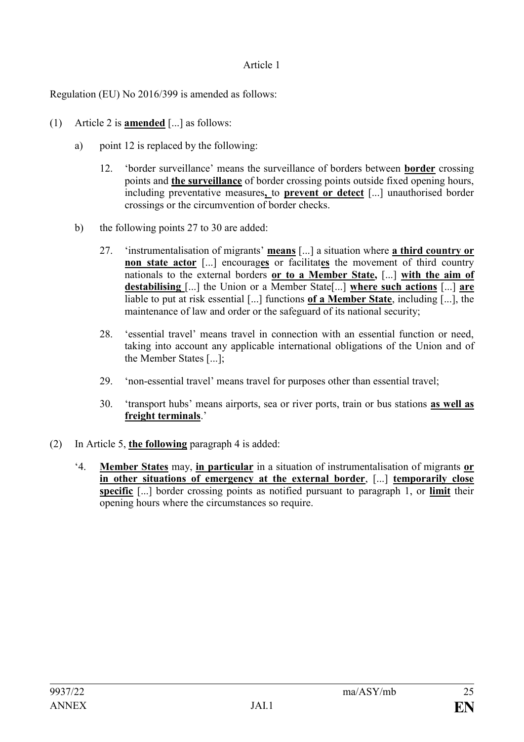Article 1

Regulation (EU) No 2016/399 is amended as follows:

(1) Article 2 is **amended** [...] as follows:

a) point 12 is replaced by the following:

12. 'border surveillance' means the surveillance of borders between **border** crossing points and **the surveillance** of border crossing points outside fixed opening hours, including preventative measures**,** to **prevent or detect** [...] unauthorised border crossings or the circumvention of border checks.

b) the following points 27 to 30 are added:

27. 'instrumentalisation of migrants' **means** [...] a situation where **a third country or non state actor** [...] encourag**es** or facilitat**es** the movement of third country nationals to the external borders **or to a Member State,** [...] **with the aim of destabilising** [...] the Union or a Member State[...] **where such actions** [...] **are** liable to put at risk essential [...] functions **of a Member State**, including [...], the maintenance of law and order or the safeguard of its national security;

28. 'essential travel' means travel in connection with an essential function or need, taking into account any applicable international obligations of the Union and of the Member States [...];

29. 'non-essential travel' means travel for purposes other than essential travel;

30. 'transport hubs' means airports, sea or river ports, train or bus stations **as well as freight terminals**.'

(2) In Article 5, **the following** paragraph 4 is added:

'4. **Member States** may, **in particular** in a situation of instrumentalisation of migrants **or in other situations of emergency at the external border**, [...] **temporarily close specific** [...] border crossing points as notified pursuant to paragraph 1, or **limit** their opening hours where the circumstances so require.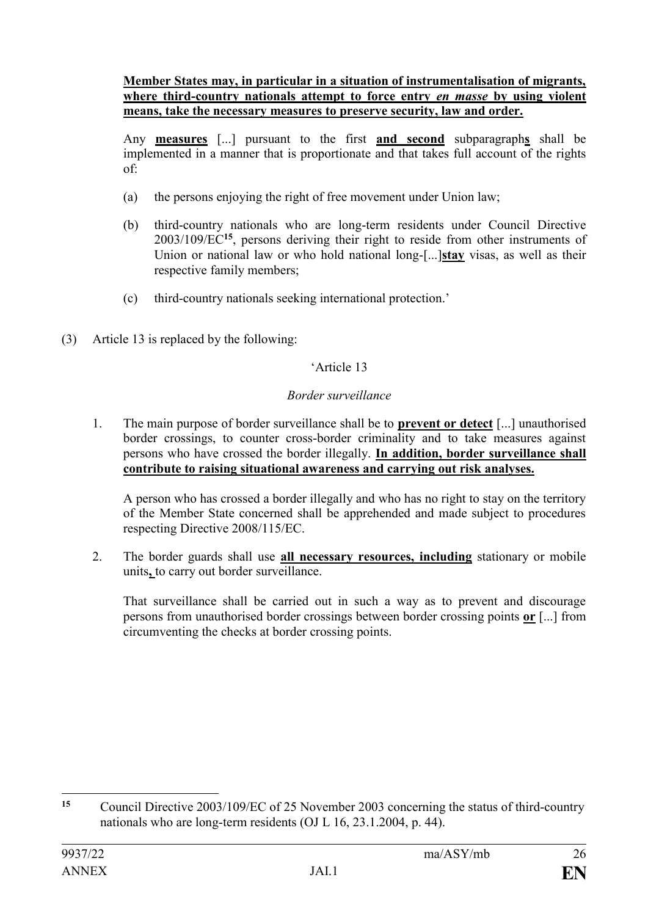**Member States may, in particular in a situation of instrumentalisation of migrants, where third-country nationals attempt to force entry *en masse* by using violent means, take the necessary measures to preserve security, law and order.**

Any **measures** [...] pursuant to the first **and second** subparagraph**s** shall be implemented in a manner that is proportionate and that takes full account of the rights of:

(a) the persons enjoying the right of free movement under Union law;

(b) third-country nationals who are long-term residents under Council Directive 2003/109/EC[15], persons deriving their right to reside from other instruments of Union or national law or who hold national long-[...]**stay** visas, as well as their respective family members;

(c) third-country nationals seeking international protection.'

(3) Article 13 is replaced by the following:

'Article 13

*Border surveillance*

1. The main purpose of border surveillance shall be to **prevent or detect** [...] unauthorised border crossings, to counter cross-border criminality and to take measures against persons who have crossed the border illegally. **In addition, border surveillance shall contribute to raising situational awareness and carrying out risk analyses.**

   A person who has crossed a border illegally and who has no right to stay on the territory of the Member State concerned shall be apprehended and made subject to procedures respecting Directive 2008/115/EC.

2. The border guards shall use **all necessary resources, including** stationary or mobile units**,** to carry out border surveillance.

   That surveillance shall be carried out in such a way as to prevent and discourage persons from unauthorised border crossings between border crossing points **or** [...] from circumventing the checks at border crossing points.

---

[15] Council Directive 2003/109/EC of 25 November 2003 concerning the status of third-country nationals who are long-term residents (OJ L 16, 23.1.2004, p. 44).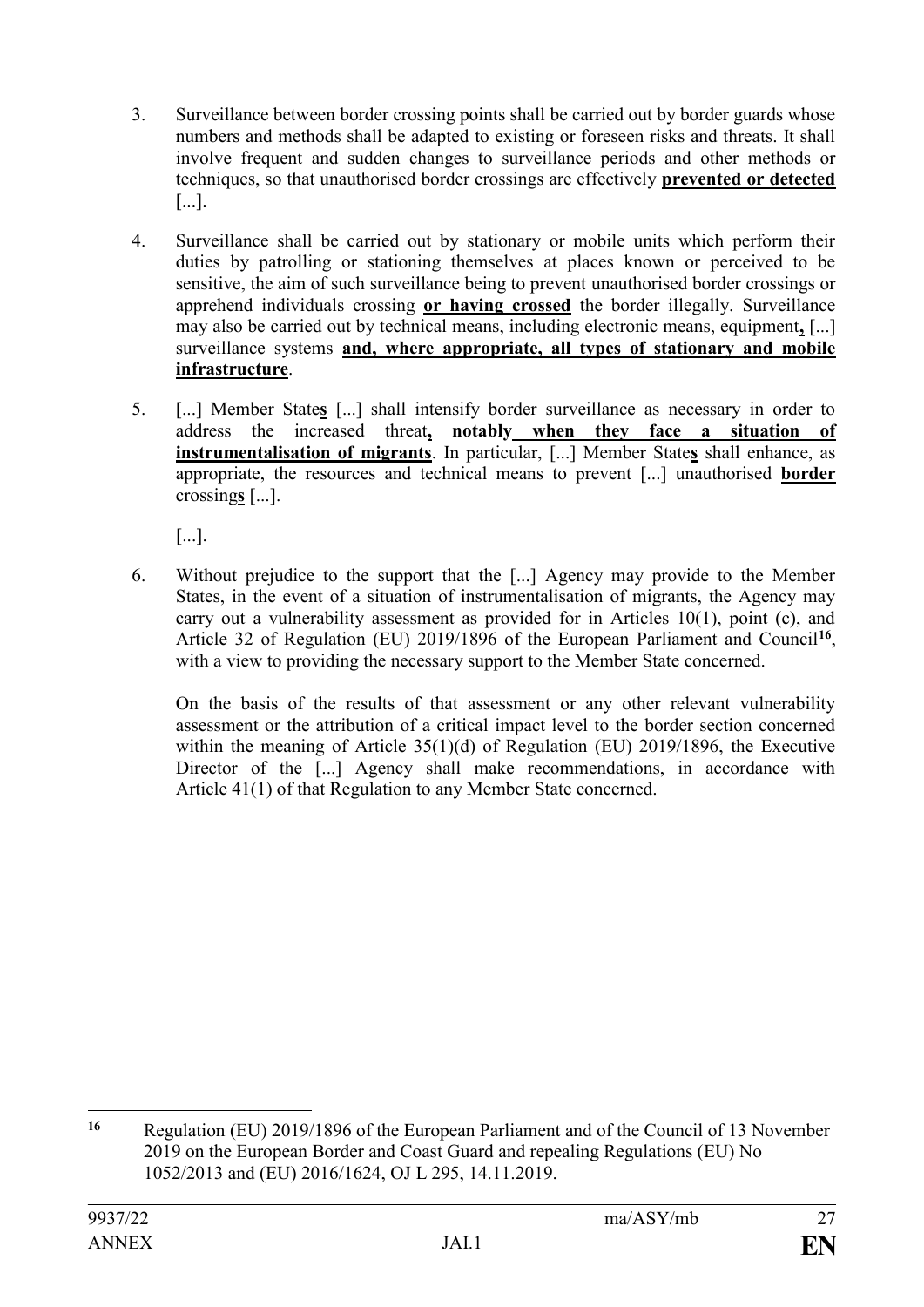3. Surveillance between border crossing points shall be carried out by border guards whose numbers and methods shall be adapted to existing or foreseen risks and threats. It shall involve frequent and sudden changes to surveillance periods and other methods or techniques, so that unauthorised border crossings are effectively **prevented or detected** [...].

4. Surveillance shall be carried out by stationary or mobile units which perform their duties by patrolling or stationing themselves at places known or perceived to be sensitive, the aim of such surveillance being to prevent unauthorised border crossings or apprehend individuals crossing **or having crossed** the border illegally. Surveillance may also be carried out by technical means, including electronic means, equipment**,** [...] surveillance systems **and, where appropriate, all types of stationary and mobile infrastructure**.

5. [...] Member State**s** [...] shall intensify border surveillance as necessary in order to address the increased threat**, notably when they face a situation of instrumentalisation of migrants**. In particular, [...] Member State**s** shall enhance, as appropriate, the resources and technical means to prevent [...] unauthorised **border** crossing**s** [...].

   [...].

6. Without prejudice to the support that the [...] Agency may provide to the Member States, in the event of a situation of instrumentalisation of migrants, the Agency may carry out a vulnerability assessment as provided for in Articles 10(1), point (c), and Article 32 of Regulation (EU) 2019/1896 of the European Parliament and Council[16], with a view to providing the necessary support to the Member State concerned.

   On the basis of the results of that assessment or any other relevant vulnerability assessment or the attribution of a critical impact level to the border section concerned within the meaning of Article 35(1)(d) of Regulation (EU) 2019/1896, the Executive Director of the [...] Agency shall make recommendations, in accordance with Article 41(1) of that Regulation to any Member State concerned.

---

[16] Regulation (EU) 2019/1896 of the European Parliament and of the Council of 13 November 2019 on the European Border and Coast Guard and repealing Regulations (EU) No 1052/2013 and (EU) 2016/1624, OJ L 295, 14.11.2019.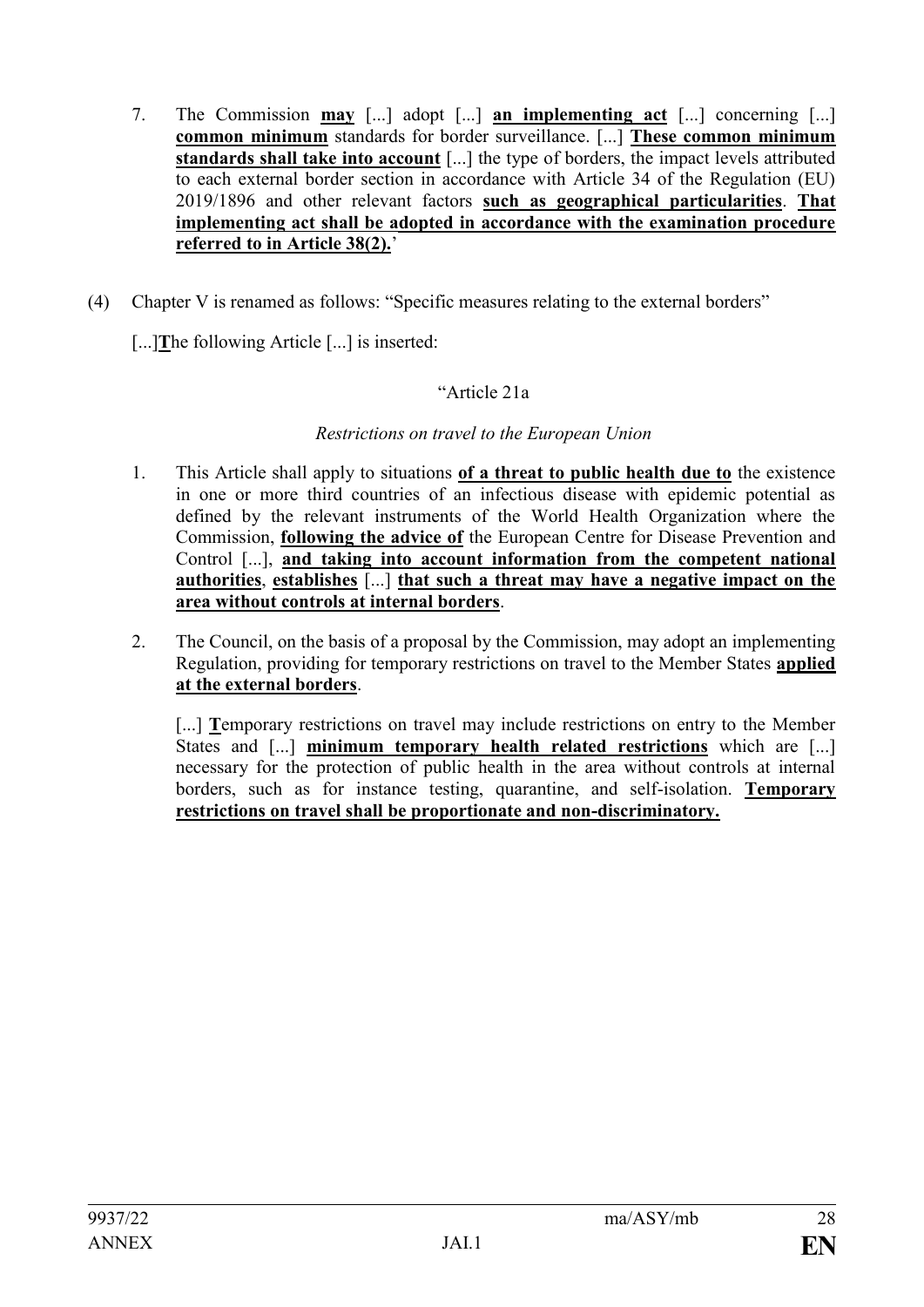7. The Commission **may** [...] adopt [...] **an implementing act** [...] concerning [...] **common minimum** standards for border surveillance. [...] **These common minimum standards shall take into account** [...] the type of borders, the impact levels attributed to each external border section in accordance with Article 34 of the Regulation (EU) 2019/1896 and other relevant factors **such as geographical particularities**. **That implementing act shall be adopted in accordance with the examination procedure referred to in Article 38(2).**'

(4) Chapter V is renamed as follows: "Specific measures relating to the external borders"

[...]**T**he following Article [...] is inserted:

"Article 21a

*Restrictions on travel to the European Union*

1. This Article shall apply to situations **of a threat to public health due to** the existence in one or more third countries of an infectious disease with epidemic potential as defined by the relevant instruments of the World Health Organization where the Commission, **following the advice of** the European Centre for Disease Prevention and Control [...], **and taking into account information from the competent national authorities**, **establishes** [...] **that such a threat may have a negative impact on the area without controls at internal borders**.

2. The Council, on the basis of a proposal by the Commission, may adopt an implementing Regulation, providing for temporary restrictions on travel to the Member States **applied at the external borders**.

   [...] **T**emporary restrictions on travel may include restrictions on entry to the Member States and [...] **minimum temporary health related restrictions** which are [...] necessary for the protection of public health in the area without controls at internal borders, such as for instance testing, quarantine, and self-isolation. **Temporary restrictions on travel shall be proportionate and non-discriminatory.**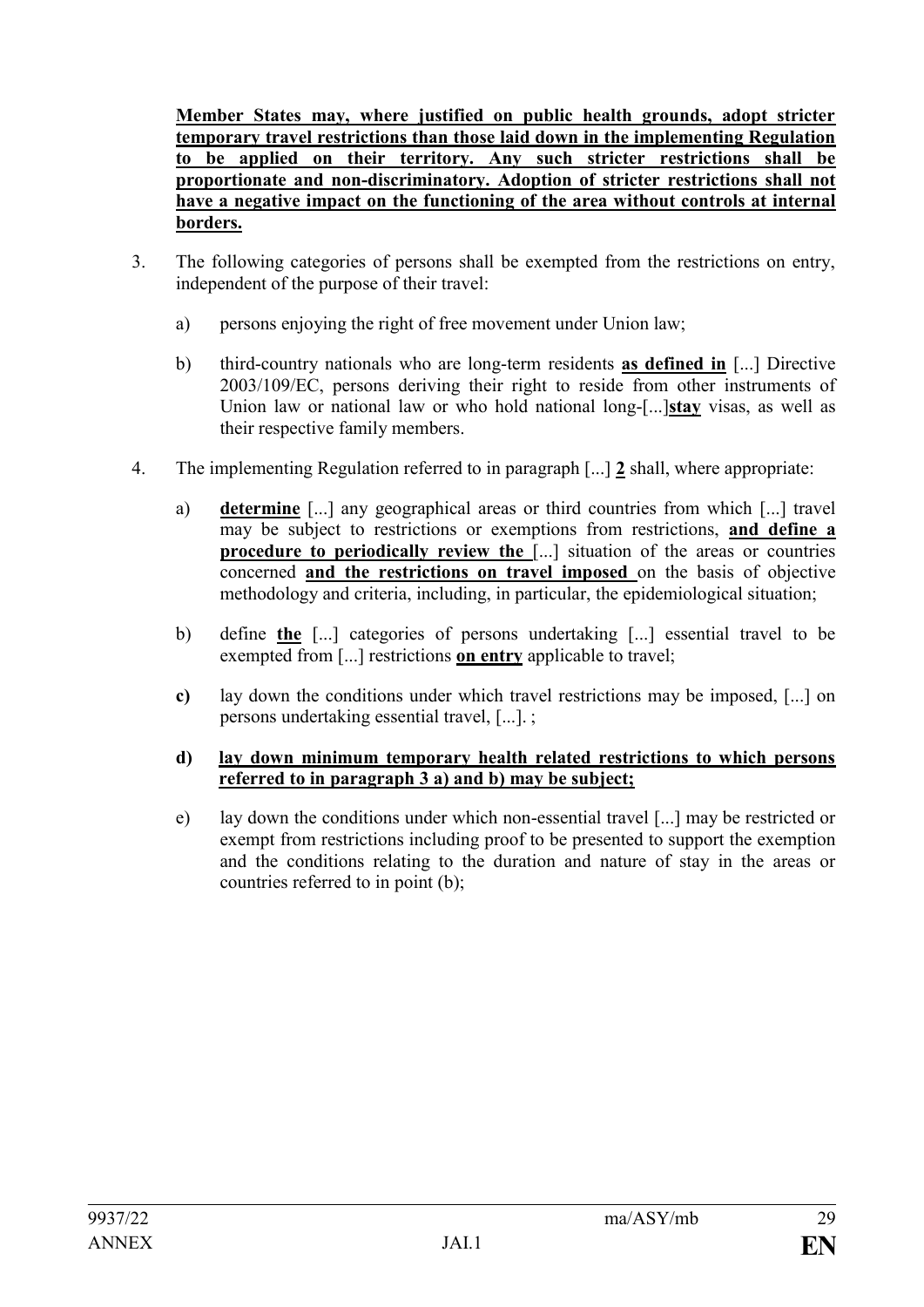**Member States may, where justified on public health grounds, adopt stricter temporary travel restrictions than those laid down in the implementing Regulation to be applied on their territory. Any such stricter restrictions shall be proportionate and non-discriminatory. Adoption of stricter restrictions shall not have a negative impact on the functioning of the area without controls at internal borders.**

3. The following categories of persons shall be exempted from the restrictions on entry, independent of the purpose of their travel:

   a) persons enjoying the right of free movement under Union law;

   b) third-country nationals who are long-term residents **as defined in** [...] Directive 2003/109/EC, persons deriving their right to reside from other instruments of Union law or national law or who hold national long-[...]**stay** visas, as well as their respective family members.

4. The implementing Regulation referred to in paragraph [...] **2** shall, where appropriate:

   a) **determine** [...] any geographical areas or third countries from which [...] travel may be subject to restrictions or exemptions from restrictions, **and define a procedure to periodically review the** [...] situation of the areas or countries concerned **and the restrictions on travel imposed** on the basis of objective methodology and criteria, including, in particular, the epidemiological situation;

   b) define **the** [...] categories of persons undertaking [...] essential travel to be exempted from [...] restrictions **on entry** applicable to travel;

   **c)** lay down the conditions under which travel restrictions may be imposed, [...] on persons undertaking essential travel, [...]. ;

   **d) lay down minimum temporary health related restrictions to which persons referred to in paragraph 3 a) and b) may be subject;**

   e) lay down the conditions under which non-essential travel [...] may be restricted or exempt from restrictions including proof to be presented to support the exemption and the conditions relating to the duration and nature of stay in the areas or countries referred to in point (b);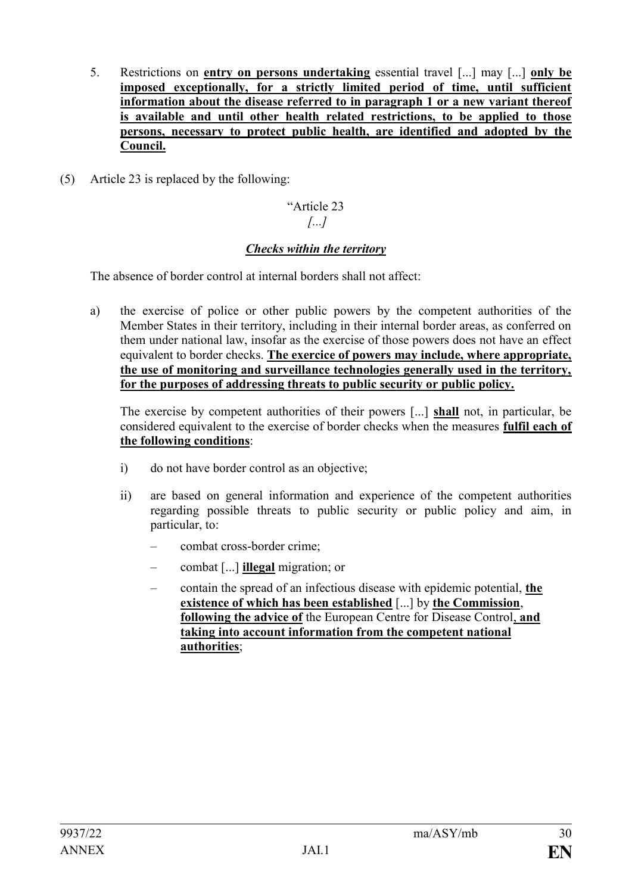5. Restrictions on **entry on persons undertaking** essential travel [...] may [...] **only be imposed exceptionally, for a strictly limited period of time, until sufficient information about the disease referred to in paragraph 1 or a new variant thereof is available and until other health related restrictions, to be applied to those persons, necessary to protect public health, are identified and adopted by the Council.**

(5) Article 23 is replaced by the following:

"Article 23

*[...]*

***Checks within the territory***

The absence of border control at internal borders shall not affect:

a) the exercise of police or other public powers by the competent authorities of the Member States in their territory, including in their internal border areas, as conferred on them under national law, insofar as the exercise of those powers does not have an effect equivalent to border checks. **The exercice of powers may include, where appropriate, the use of monitoring and surveillance technologies generally used in the territory, for the purposes of addressing threats to public security or public policy.**

   The exercise by competent authorities of their powers [...] **shall** not, in particular, be considered equivalent to the exercise of border checks when the measures **fulfil each of the following conditions**:

   i) do not have border control as an objective;

   ii) are based on general information and experience of the competent authorities regarding possible threats to public security or public policy and aim, in particular, to:

      – combat cross-border crime;

      – combat [...] **illegal** migration; or

      – contain the spread of an infectious disease with epidemic potential, **the existence of which has been established** [...] by **the Commission**, **following the advice of** the European Centre for Disease Control**, and taking into account information from the competent national authorities**;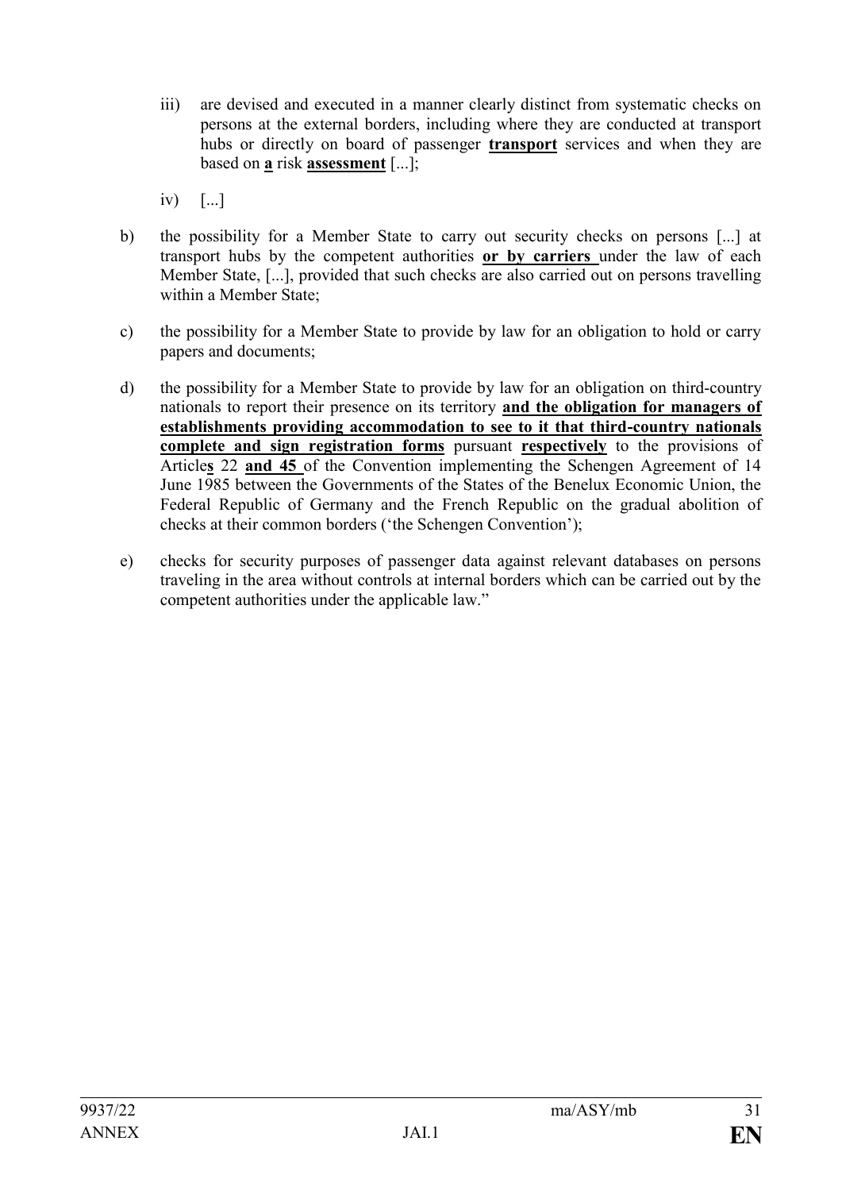iii) are devised and executed in a manner clearly distinct from systematic checks on persons at the external borders, including where they are conducted at transport hubs or directly on board of passenger **transport** services and when they are based on **a** risk **assessment** [...];

iv) [...]

b) the possibility for a Member State to carry out security checks on persons [...] at transport hubs by the competent authorities **or by carriers** under the law of each Member State, [...], provided that such checks are also carried out on persons travelling within a Member State;

c) the possibility for a Member State to provide by law for an obligation to hold or carry papers and documents;

d) the possibility for a Member State to provide by law for an obligation on third-country nationals to report their presence on its territory **and the obligation for managers of establishments providing accommodation to see to it that third-country nationals complete and sign registration forms** pursuant **respectively** to the provisions of Article**s** 22 **and 45** of the Convention implementing the Schengen Agreement of 14 June 1985 between the Governments of the States of the Benelux Economic Union, the Federal Republic of Germany and the French Republic on the gradual abolition of checks at their common borders ('the Schengen Convention');

e) checks for security purposes of passenger data against relevant databases on persons traveling in the area without controls at internal borders which can be carried out by the competent authorities under the applicable law."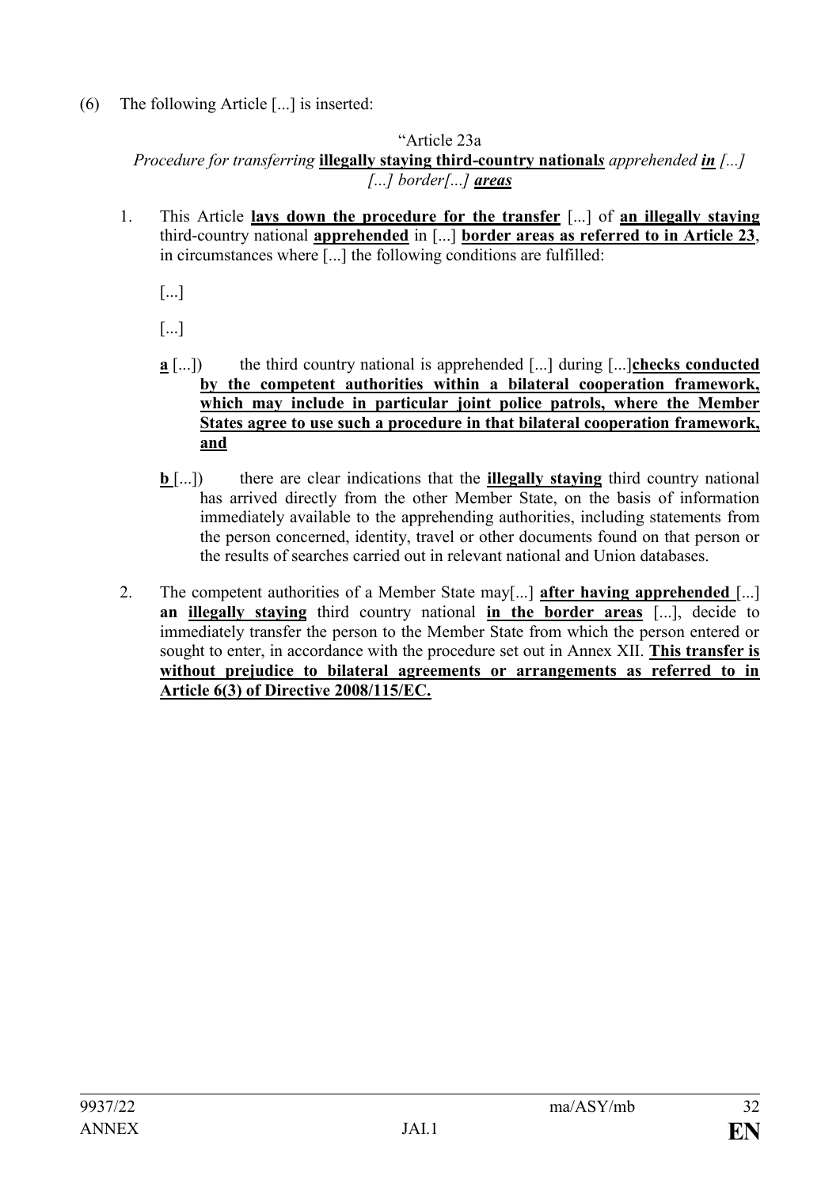(6) The following Article [...] is inserted:

"Article 23a

*Procedure for transferring* **illegally staying third-country national***s apprehended* ***in*** *[...] [...] border[...]* ***areas***

1. This Article **lays down the procedure for the transfer** [...] of **an illegally staying** third-country national **apprehended** in [...] **border areas as referred to in Article 23**, in circumstances where [...] the following conditions are fulfilled:

   [...]

   [...]

   **a** [...]) the third country national is apprehended [...] during [...]**checks conducted by the competent authorities within a bilateral cooperation framework, which may include in particular joint police patrols, where the Member States agree to use such a procedure in that bilateral cooperation framework, and**

   **b** [...]) there are clear indications that the **illegally staying** third country national has arrived directly from the other Member State, on the basis of information immediately available to the apprehending authorities, including statements from the person concerned, identity, travel or other documents found on that person or the results of searches carried out in relevant national and Union databases.

2. The competent authorities of a Member State may[...] **after having apprehended** [...] **an illegally staying** third country national **in the border areas** [...], decide to immediately transfer the person to the Member State from which the person entered or sought to enter, in accordance with the procedure set out in Annex XII. **This transfer is without prejudice to bilateral agreements or arrangements as referred to in Article 6(3) of Directive 2008/115/EC.**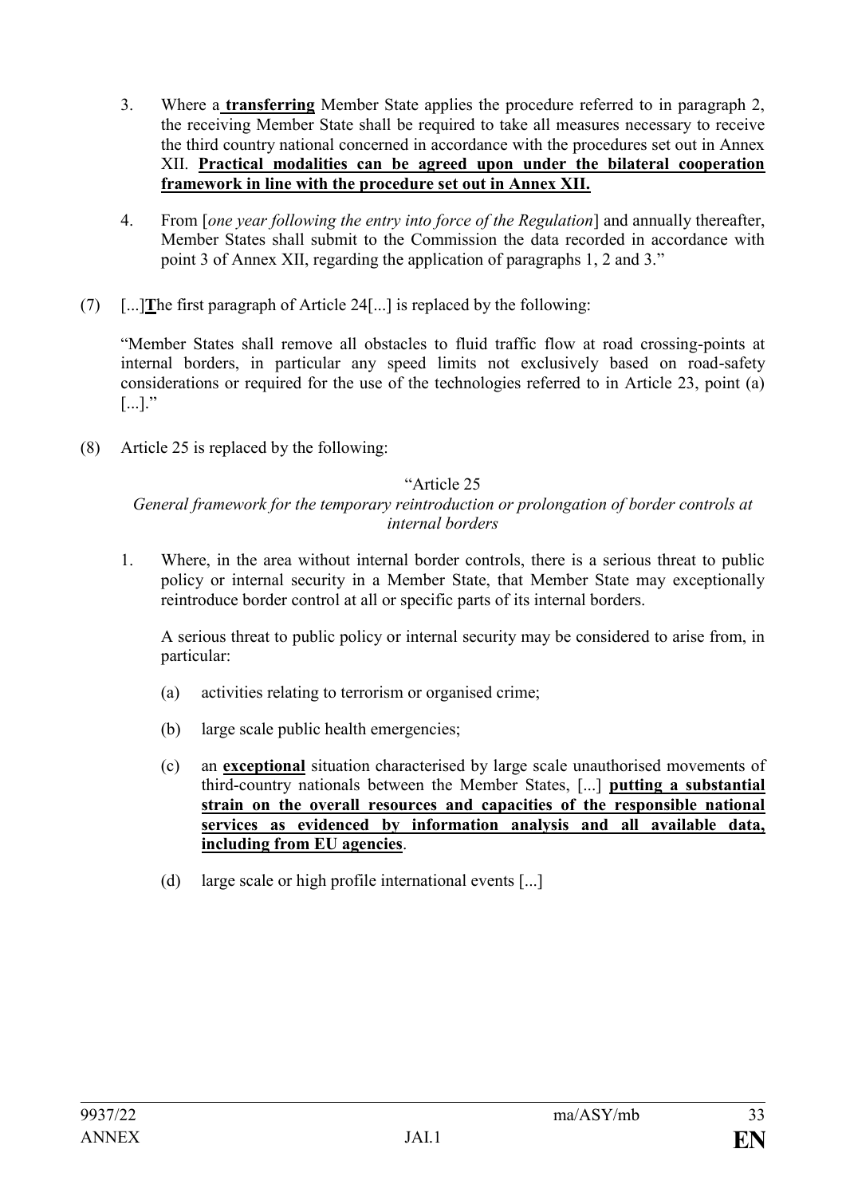3. Where a **transferring** Member State applies the procedure referred to in paragraph 2, the receiving Member State shall be required to take all measures necessary to receive the third country national concerned in accordance with the procedures set out in Annex XII. **Practical modalities can be agreed upon under the bilateral cooperation framework in line with the procedure set out in Annex XII.**

4. From [*one year following the entry into force of the Regulation*] and annually thereafter, Member States shall submit to the Commission the data recorded in accordance with point 3 of Annex XII, regarding the application of paragraphs 1, 2 and 3."

(7) [...]**T**he first paragraph of Article 24[...] is replaced by the following:

"Member States shall remove all obstacles to fluid traffic flow at road crossing-points at internal borders, in particular any speed limits not exclusively based on road-safety considerations or required for the use of the technologies referred to in Article 23, point (a) [...]."

(8) Article 25 is replaced by the following:

"Article 25

*General framework for the temporary reintroduction or prolongation of border controls at internal borders*

1. Where, in the area without internal border controls, there is a serious threat to public policy or internal security in a Member State, that Member State may exceptionally reintroduce border control at all or specific parts of its internal borders.

   A serious threat to public policy or internal security may be considered to arise from, in particular:

   (a) activities relating to terrorism or organised crime;

   (b) large scale public health emergencies;

   (c) an **exceptional** situation characterised by large scale unauthorised movements of third-country nationals between the Member States, [...] **putting a substantial strain on the overall resources and capacities of the responsible national services as evidenced by information analysis and all available data, including from EU agencies**.

   (d) large scale or high profile international events [...]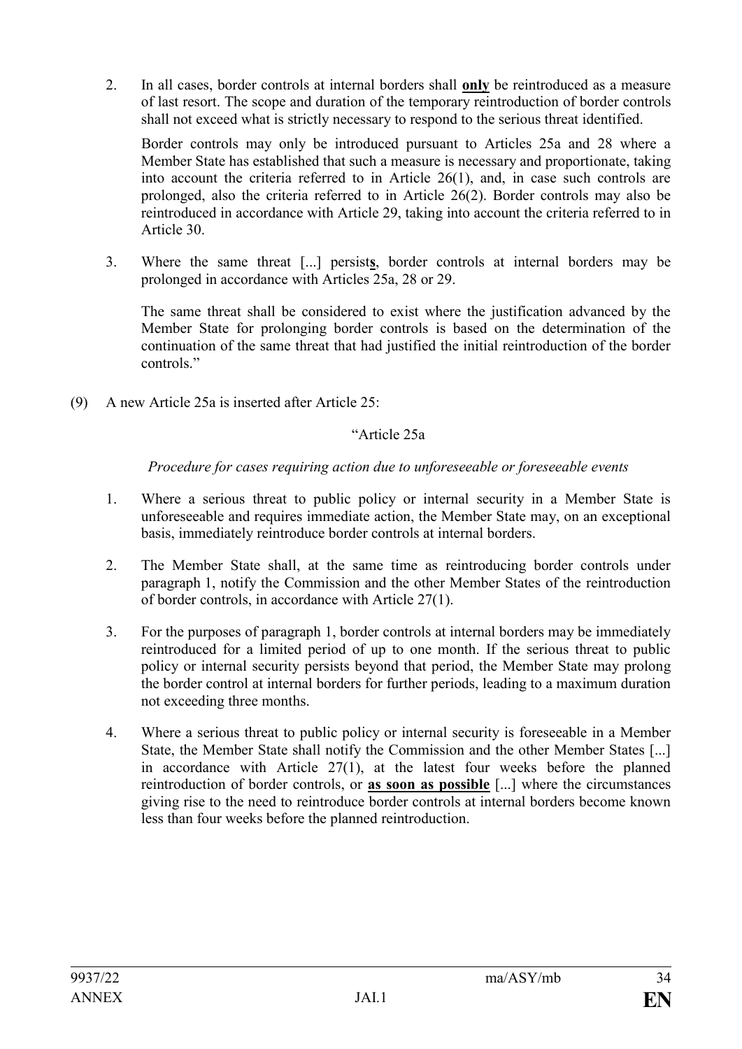2. In all cases, border controls at internal borders shall **only** be reintroduced as a measure of last resort. The scope and duration of the temporary reintroduction of border controls shall not exceed what is strictly necessary to respond to the serious threat identified.

   Border controls may only be introduced pursuant to Articles 25a and 28 where a Member State has established that such a measure is necessary and proportionate, taking into account the criteria referred to in Article 26(1), and, in case such controls are prolonged, also the criteria referred to in Article 26(2). Border controls may also be reintroduced in accordance with Article 29, taking into account the criteria referred to in Article 30.

3. Where the same threat [...] persist**s**, border controls at internal borders may be prolonged in accordance with Articles 25a, 28 or 29.

   The same threat shall be considered to exist where the justification advanced by the Member State for prolonging border controls is based on the determination of the continuation of the same threat that had justified the initial reintroduction of the border controls."

(9) A new Article 25a is inserted after Article 25:

"Article 25a

*Procedure for cases requiring action due to unforeseeable or foreseeable events*

1. Where a serious threat to public policy or internal security in a Member State is unforeseeable and requires immediate action, the Member State may, on an exceptional basis, immediately reintroduce border controls at internal borders.

2. The Member State shall, at the same time as reintroducing border controls under paragraph 1, notify the Commission and the other Member States of the reintroduction of border controls, in accordance with Article 27(1).

3. For the purposes of paragraph 1, border controls at internal borders may be immediately reintroduced for a limited period of up to one month. If the serious threat to public policy or internal security persists beyond that period, the Member State may prolong the border control at internal borders for further periods, leading to a maximum duration not exceeding three months.

4. Where a serious threat to public policy or internal security is foreseeable in a Member State, the Member State shall notify the Commission and the other Member States [...] in accordance with Article 27(1), at the latest four weeks before the planned reintroduction of border controls, or **as soon as possible** [...] where the circumstances giving rise to the need to reintroduce border controls at internal borders become known less than four weeks before the planned reintroduction.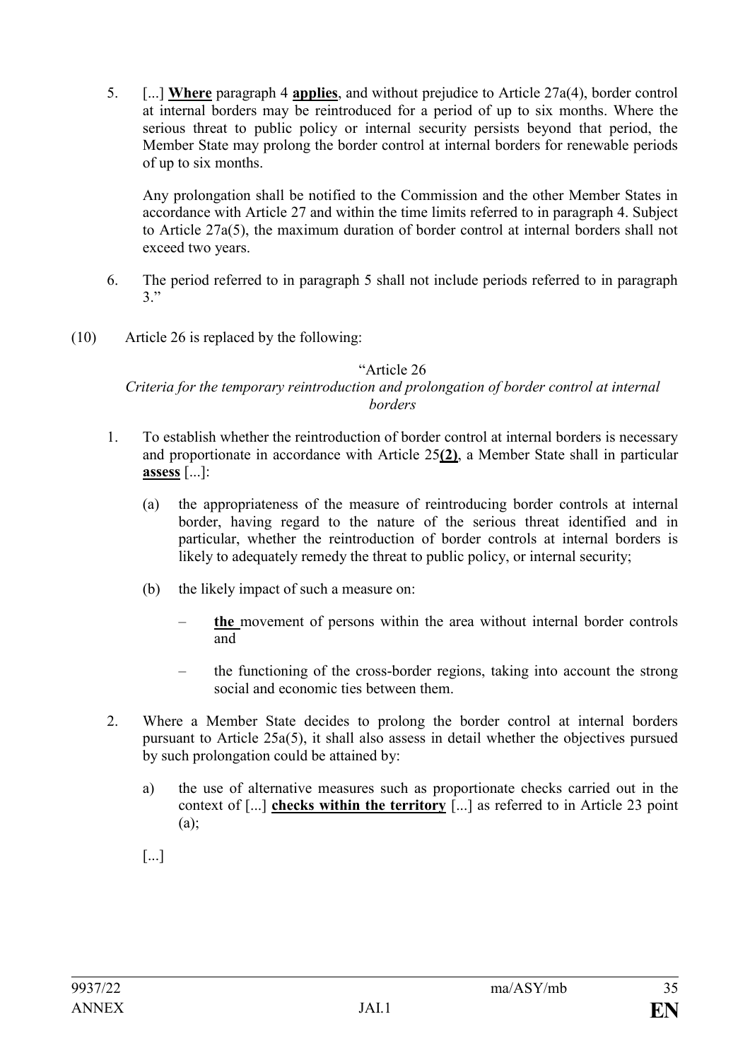5. [...] **Where** paragraph 4 **applies**, and without prejudice to Article 27a(4), border control at internal borders may be reintroduced for a period of up to six months. Where the serious threat to public policy or internal security persists beyond that period, the Member State may prolong the border control at internal borders for renewable periods of up to six months.

   Any prolongation shall be notified to the Commission and the other Member States in accordance with Article 27 and within the time limits referred to in paragraph 4. Subject to Article 27a(5), the maximum duration of border control at internal borders shall not exceed two years.

6. The period referred to in paragraph 5 shall not include periods referred to in paragraph 3."

(10) Article 26 is replaced by the following:

"Article 26

*Criteria for the temporary reintroduction and prolongation of border control at internal borders*

1. To establish whether the reintroduction of border control at internal borders is necessary and proportionate in accordance with Article 25**(2)**, a Member State shall in particular **assess** [...]:

   (a) the appropriateness of the measure of reintroducing border controls at internal border, having regard to the nature of the serious threat identified and in particular, whether the reintroduction of border controls at internal borders is likely to adequately remedy the threat to public policy, or internal security;

   (b) the likely impact of such a measure on:

   – **the** movement of persons within the area without internal border controls and

   – the functioning of the cross-border regions, taking into account the strong social and economic ties between them.

2. Where a Member State decides to prolong the border control at internal borders pursuant to Article 25a(5), it shall also assess in detail whether the objectives pursued by such prolongation could be attained by:

   a) the use of alternative measures such as proportionate checks carried out in the context of [...] **checks within the territory** [...] as referred to in Article 23 point (a);

   [...]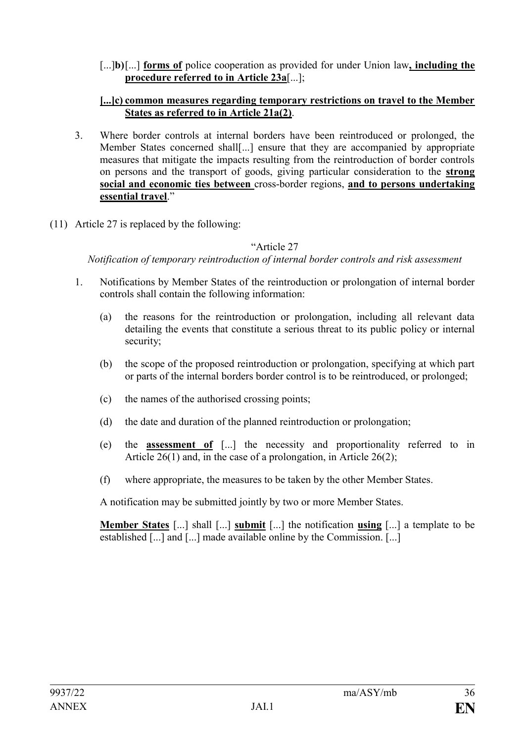[...]**b)**[...] **forms of** police cooperation as provided for under Union law**, including the procedure referred to in Article 23a**[...];

**[...]c) common measures regarding temporary restrictions on travel to the Member States as referred to in Article 21a(2)**.

3. Where border controls at internal borders have been reintroduced or prolonged, the Member States concerned shall[...] ensure that they are accompanied by appropriate measures that mitigate the impacts resulting from the reintroduction of border controls on persons and the transport of goods, giving particular consideration to the **strong social and economic ties between** cross-border regions, **and to persons undertaking essential travel**."

(11) Article 27 is replaced by the following:

"Article 27

*Notification of temporary reintroduction of internal border controls and risk assessment*

1. Notifications by Member States of the reintroduction or prolongation of internal border controls shall contain the following information:

   (a) the reasons for the reintroduction or prolongation, including all relevant data detailing the events that constitute a serious threat to its public policy or internal security;

   (b) the scope of the proposed reintroduction or prolongation, specifying at which part or parts of the internal borders border control is to be reintroduced, or prolonged;

   (c) the names of the authorised crossing points;

   (d) the date and duration of the planned reintroduction or prolongation;

   (e) the **assessment of** [...] the necessity and proportionality referred to in Article 26(1) and, in the case of a prolongation, in Article 26(2);

   (f) where appropriate, the measures to be taken by the other Member States.

   A notification may be submitted jointly by two or more Member States.

   **Member States** [...] shall [...] **submit** [...] the notification **using** [...] a template to be established [...] and [...] made available online by the Commission. [...]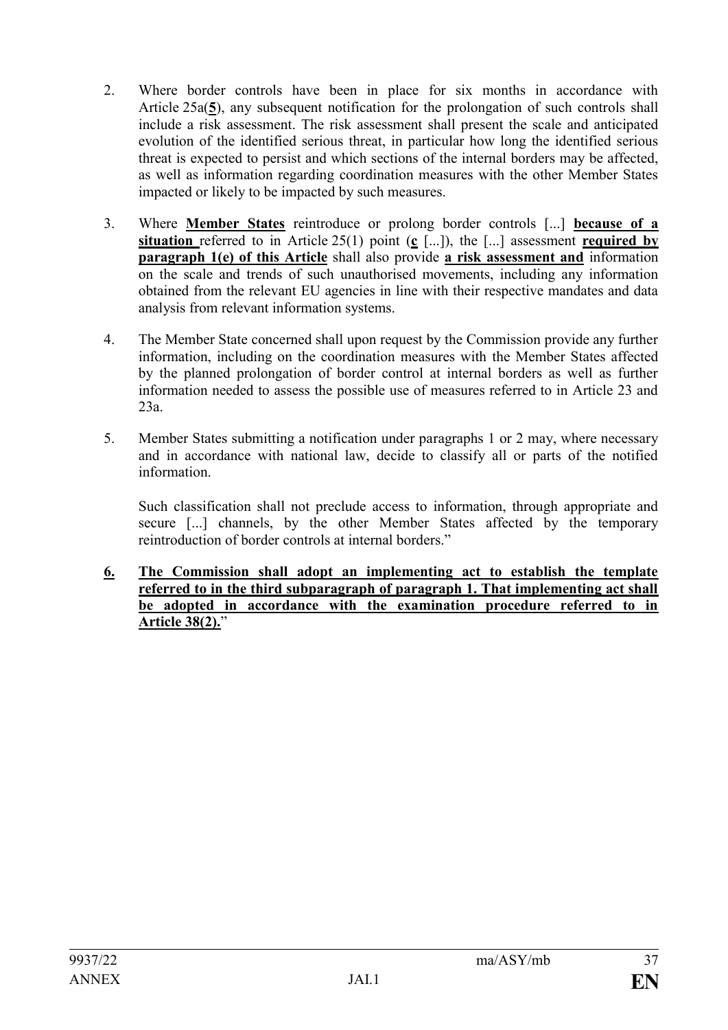2. Where border controls have been in place for six months in accordance with Article 25a(**5**), any subsequent notification for the prolongation of such controls shall include a risk assessment. The risk assessment shall present the scale and anticipated evolution of the identified serious threat, in particular how long the identified serious threat is expected to persist and which sections of the internal borders may be affected, as well as information regarding coordination measures with the other Member States impacted or likely to be impacted by such measures.

3. Where **Member States** reintroduce or prolong border controls [...] **because of a situation** referred to in Article 25(1) point (**c** [...]), the [...] assessment **required by paragraph 1(e) of this Article** shall also provide **a risk assessment and** information on the scale and trends of such unauthorised movements, including any information obtained from the relevant EU agencies in line with their respective mandates and data analysis from relevant information systems.

4. The Member State concerned shall upon request by the Commission provide any further information, including on the coordination measures with the Member States affected by the planned prolongation of border control at internal borders as well as further information needed to assess the possible use of measures referred to in Article 23 and 23a.

5. Member States submitting a notification under paragraphs 1 or 2 may, where necessary and in accordance with national law, decide to classify all or parts of the notified information.

   Such classification shall not preclude access to information, through appropriate and secure [...] channels, by the other Member States affected by the temporary reintroduction of border controls at internal borders."

**6. The Commission shall adopt an implementing act to establish the template referred to in the third subparagraph of paragraph 1. That implementing act shall be adopted in accordance with the examination procedure referred to in Article 38(2).**"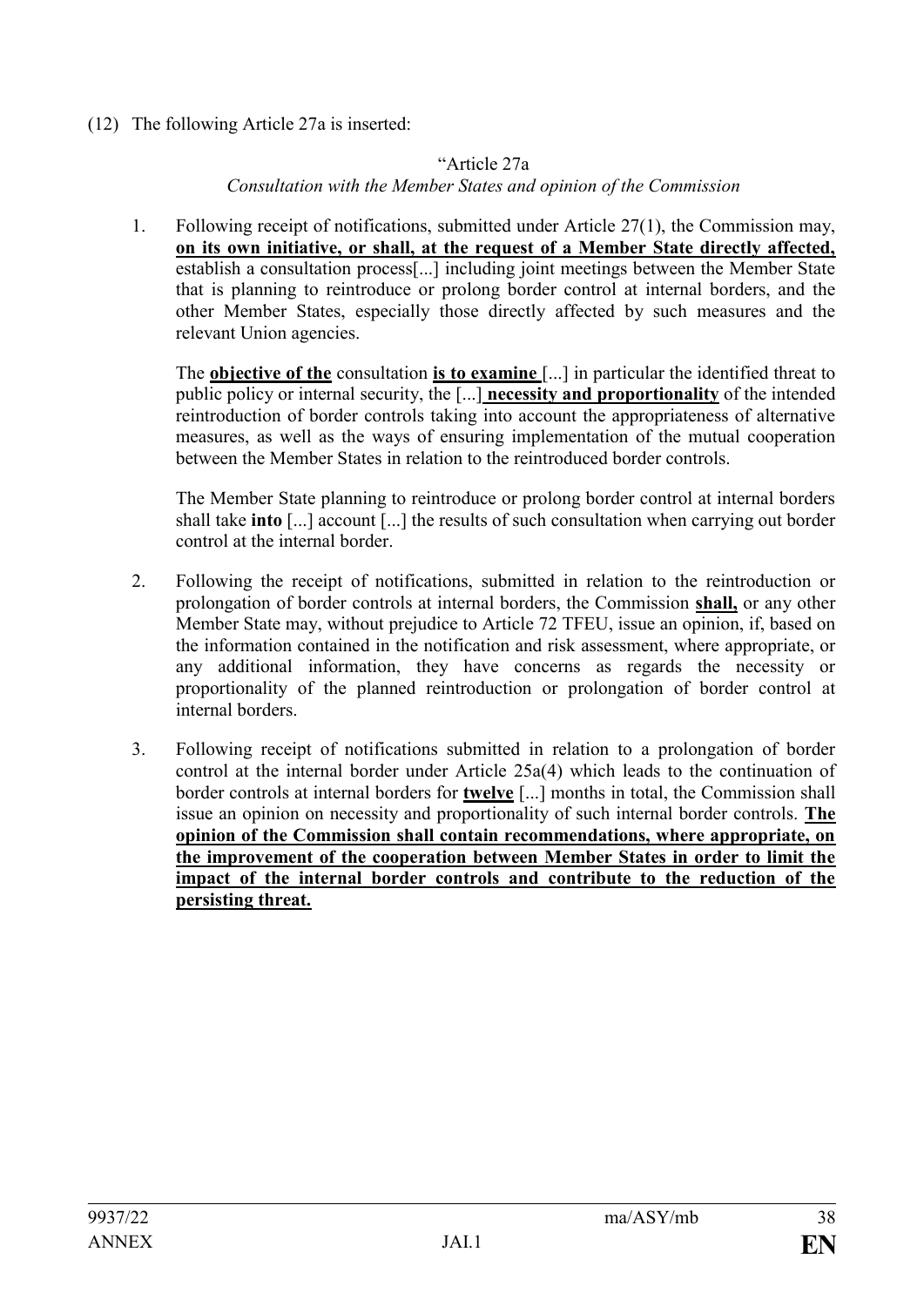(12) The following Article 27a is inserted:

"Article 27a

*Consultation with the Member States and opinion of the Commission*

1. Following receipt of notifications, submitted under Article 27(1), the Commission may, **on its own initiative, or shall, at the request of a Member State directly affected,** establish a consultation process[...] including joint meetings between the Member State that is planning to reintroduce or prolong border control at internal borders, and the other Member States, especially those directly affected by such measures and the relevant Union agencies.

   The **objective of the** consultation **is to examine** [...] in particular the identified threat to public policy or internal security, the [...] **necessity and proportionality** of the intended reintroduction of border controls taking into account the appropriateness of alternative measures, as well as the ways of ensuring implementation of the mutual cooperation between the Member States in relation to the reintroduced border controls.

   The Member State planning to reintroduce or prolong border control at internal borders shall take **into** [...] account [...] the results of such consultation when carrying out border control at the internal border.

2. Following the receipt of notifications, submitted in relation to the reintroduction or prolongation of border controls at internal borders, the Commission **shall,** or any other Member State may, without prejudice to Article 72 TFEU, issue an opinion, if, based on the information contained in the notification and risk assessment, where appropriate, or any additional information, they have concerns as regards the necessity or proportionality of the planned reintroduction or prolongation of border control at internal borders.

3. Following receipt of notifications submitted in relation to a prolongation of border control at the internal border under Article 25a(4) which leads to the continuation of border controls at internal borders for **twelve** [...] months in total, the Commission shall issue an opinion on necessity and proportionality of such internal border controls. **The opinion of the Commission shall contain recommendations, where appropriate, on the improvement of the cooperation between Member States in order to limit the impact of the internal border controls and contribute to the reduction of the persisting threat.**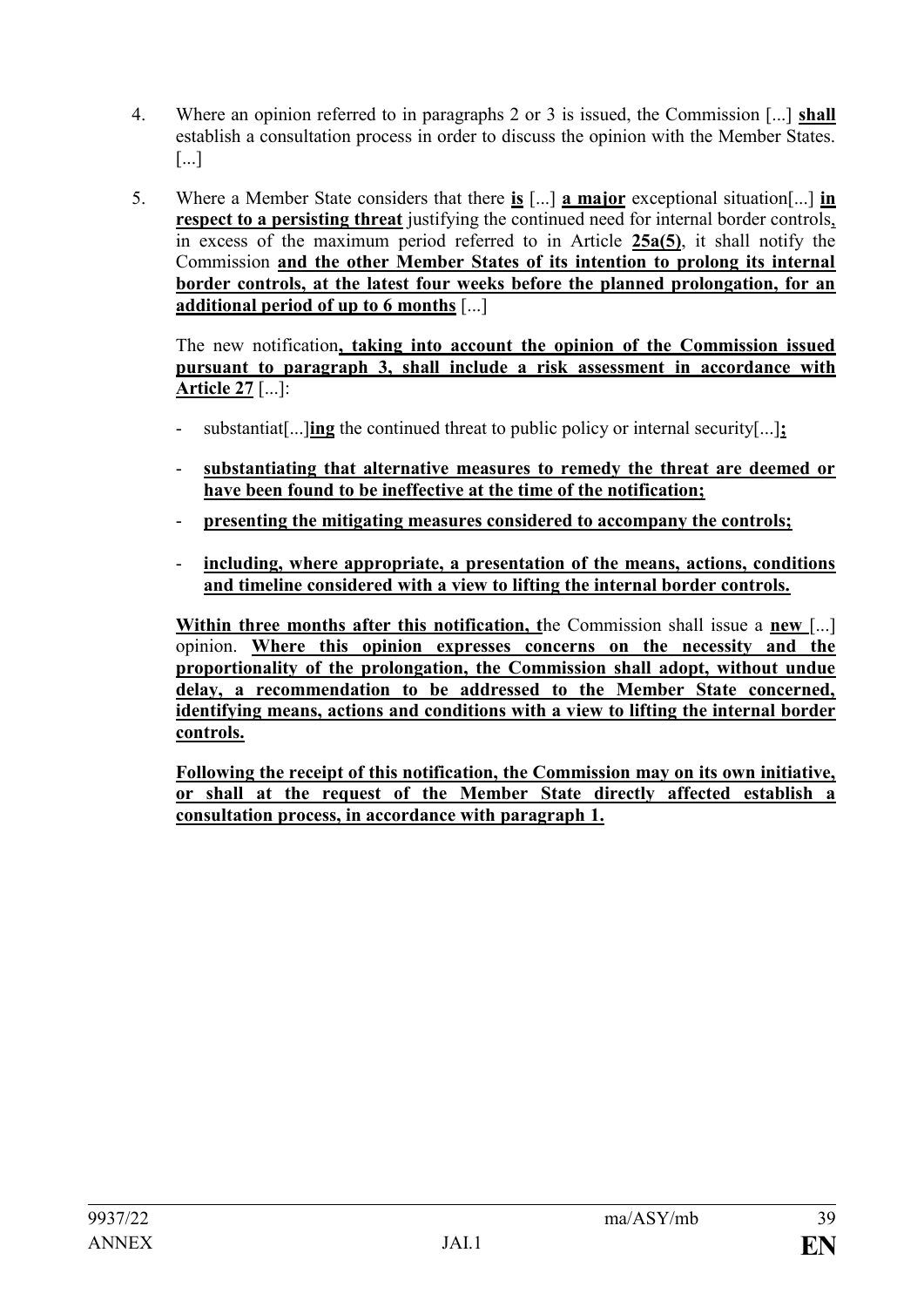4. Where an opinion referred to in paragraphs 2 or 3 is issued, the Commission [...] **shall** establish a consultation process in order to discuss the opinion with the Member States. [...]

5. Where a Member State considers that there **is** [...] **a major** exceptional situation[...] **in respect to a persisting threat** justifying the continued need for internal border controls, in excess of the maximum period referred to in Article **25a(5)**, it shall notify the Commission **and the other Member States of its intention to prolong its internal border controls, at the latest four weeks before the planned prolongation, for an additional period of up to 6 months** [...]

   The new notification**, taking into account the opinion of the Commission issued pursuant to paragraph 3, shall include a risk assessment in accordance with Article 27** [...]:

   - substantiat[...]**ing** the continued threat to public policy or internal security[...]**;**
   - **substantiating that alternative measures to remedy the threat are deemed or have been found to be ineffective at the time of the notification;**
   - **presenting the mitigating measures considered to accompany the controls;**
   - **including, where appropriate, a presentation of the means, actions, conditions and timeline considered with a view to lifting the internal border controls.**

   **Within three months after this notification, t**he Commission shall issue a **new** [...] opinion. **Where this opinion expresses concerns on the necessity and the proportionality of the prolongation, the Commission shall adopt, without undue delay, a recommendation to be addressed to the Member State concerned, identifying means, actions and conditions with a view to lifting the internal border controls.**

   **Following the receipt of this notification, the Commission may on its own initiative, or shall at the request of the Member State directly affected establish a consultation process, in accordance with paragraph 1.**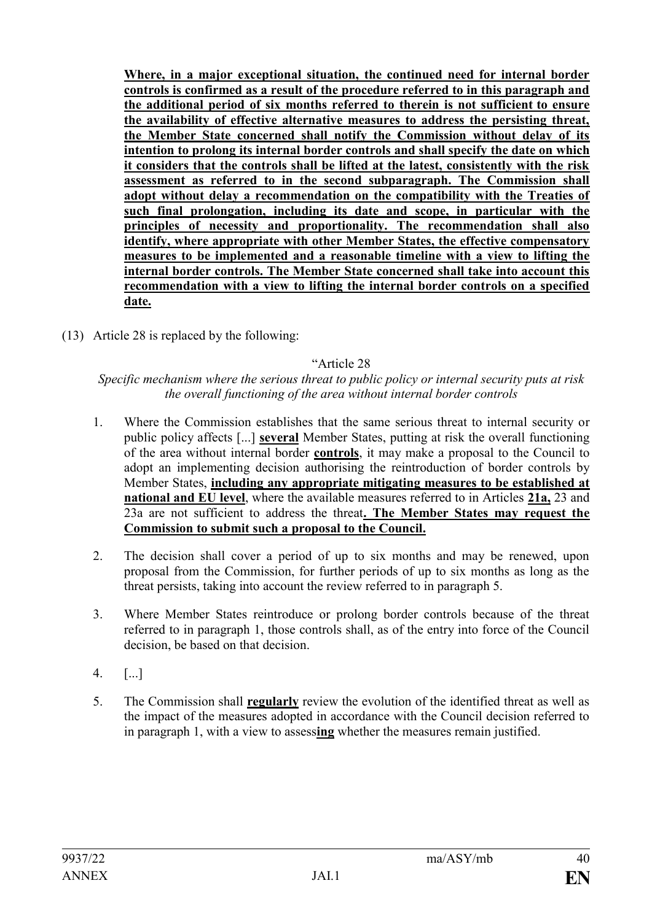**Where, in a major exceptional situation, the continued need for internal border controls is confirmed as a result of the procedure referred to in this paragraph and the additional period of six months referred to therein is not sufficient to ensure the availability of effective alternative measures to address the persisting threat, the Member State concerned shall notify the Commission without delay of its intention to prolong its internal border controls and shall specify the date on which it considers that the controls shall be lifted at the latest, consistently with the risk assessment as referred to in the second subparagraph. The Commission shall adopt without delay a recommendation on the compatibility with the Treaties of such final prolongation, including its date and scope, in particular with the principles of necessity and proportionality. The recommendation shall also identify, where appropriate with other Member States, the effective compensatory measures to be implemented and a reasonable timeline with a view to lifting the internal border controls. The Member State concerned shall take into account this recommendation with a view to lifting the internal border controls on a specified date.**

(13) Article 28 is replaced by the following:

"Article 28

*Specific mechanism where the serious threat to public policy or internal security puts at risk the overall functioning of the area without internal border controls*

1. Where the Commission establishes that the same serious threat to internal security or public policy affects [...] **several** Member States, putting at risk the overall functioning of the area without internal border **controls**, it may make a proposal to the Council to adopt an implementing decision authorising the reintroduction of border controls by Member States, **including any appropriate mitigating measures to be established at national and EU level**, where the available measures referred to in Articles **21a,** 23 and 23a are not sufficient to address the threat**. The Member States may request the Commission to submit such a proposal to the Council.**

2. The decision shall cover a period of up to six months and may be renewed, upon proposal from the Commission, for further periods of up to six months as long as the threat persists, taking into account the review referred to in paragraph 5.

3. Where Member States reintroduce or prolong border controls because of the threat referred to in paragraph 1, those controls shall, as of the entry into force of the Council decision, be based on that decision.

4. [...]

5. The Commission shall **regularly** review the evolution of the identified threat as well as the impact of the measures adopted in accordance with the Council decision referred to in paragraph 1, with a view to assess**ing** whether the measures remain justified.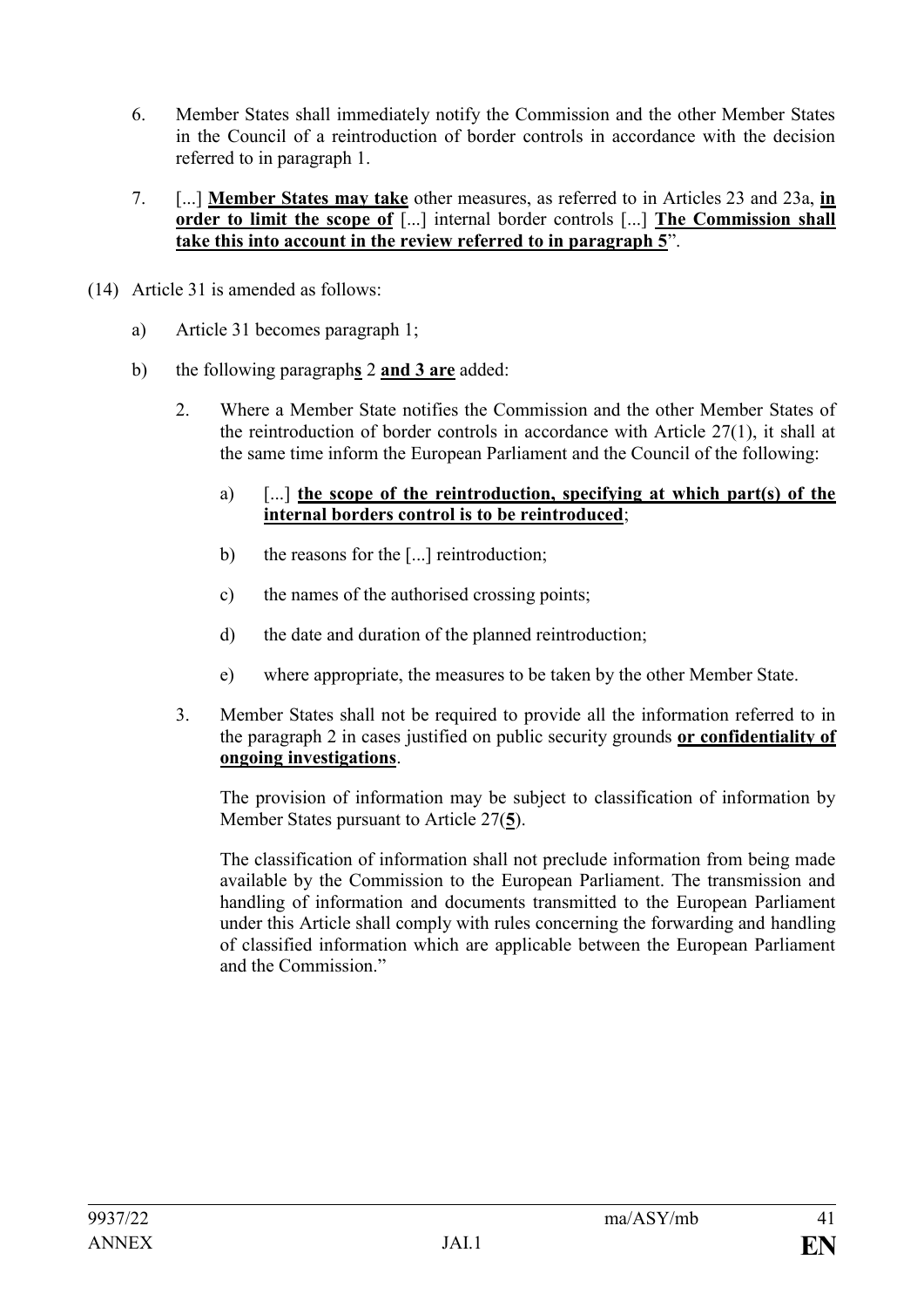6. Member States shall immediately notify the Commission and the other Member States in the Council of a reintroduction of border controls in accordance with the decision referred to in paragraph 1.

7. [...] **Member States may take** other measures, as referred to in Articles 23 and 23a, **in order to limit the scope of** [...] internal border controls [...] **The Commission shall take this into account in the review referred to in paragraph 5**".

(14) Article 31 is amended as follows:

a) Article 31 becomes paragraph 1;

b) the following paragraph**s** 2 **and 3 are** added:

2. Where a Member State notifies the Commission and the other Member States of the reintroduction of border controls in accordance with Article 27(1), it shall at the same time inform the European Parliament and the Council of the following:

a) [...] **the scope of the reintroduction, specifying at which part(s) of the internal borders control is to be reintroduced**;

b) the reasons for the [...] reintroduction;

c) the names of the authorised crossing points;

d) the date and duration of the planned reintroduction;

e) where appropriate, the measures to be taken by the other Member State.

3. Member States shall not be required to provide all the information referred to in the paragraph 2 in cases justified on public security grounds **or confidentiality of ongoing investigations**.

The provision of information may be subject to classification of information by Member States pursuant to Article 27(**5**).

The classification of information shall not preclude information from being made available by the Commission to the European Parliament. The transmission and handling of information and documents transmitted to the European Parliament under this Article shall comply with rules concerning the forwarding and handling of classified information which are applicable between the European Parliament and the Commission."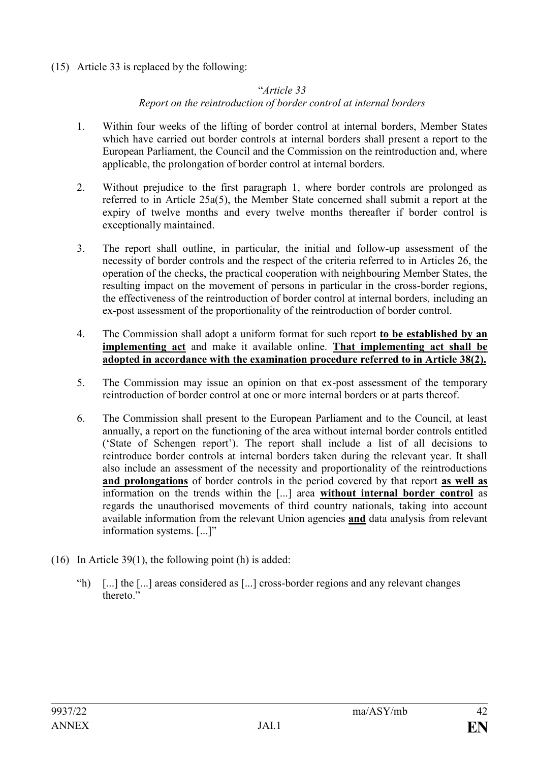(15) Article 33 is replaced by the following:

"*Article 33*

*Report on the reintroduction of border control at internal borders*

1. Within four weeks of the lifting of border control at internal borders, Member States which have carried out border controls at internal borders shall present a report to the European Parliament, the Council and the Commission on the reintroduction and, where applicable, the prolongation of border control at internal borders.

2. Without prejudice to the first paragraph 1, where border controls are prolonged as referred to in Article 25a(5), the Member State concerned shall submit a report at the expiry of twelve months and every twelve months thereafter if border control is exceptionally maintained.

3. The report shall outline, in particular, the initial and follow-up assessment of the necessity of border controls and the respect of the criteria referred to in Articles 26, the operation of the checks, the practical cooperation with neighbouring Member States, the resulting impact on the movement of persons in particular in the cross-border regions, the effectiveness of the reintroduction of border control at internal borders, including an ex-post assessment of the proportionality of the reintroduction of border control.

4. The Commission shall adopt a uniform format for such report **to be established by an implementing act** and make it available online. **That implementing act shall be adopted in accordance with the examination procedure referred to in Article 38(2).**

5. The Commission may issue an opinion on that ex-post assessment of the temporary reintroduction of border control at one or more internal borders or at parts thereof.

6. The Commission shall present to the European Parliament and to the Council, at least annually, a report on the functioning of the area without internal border controls entitled ('State of Schengen report'). The report shall include a list of all decisions to reintroduce border controls at internal borders taken during the relevant year. It shall also include an assessment of the necessity and proportionality of the reintroductions **and prolongations** of border controls in the period covered by that report **as well as** information on the trends within the [...] area **without internal border control** as regards the unauthorised movements of third country nationals, taking into account available information from the relevant Union agencies **and** data analysis from relevant information systems. [...]"

(16) In Article 39(1), the following point (h) is added:

"h) [...] the [...] areas considered as [...] cross-border regions and any relevant changes thereto."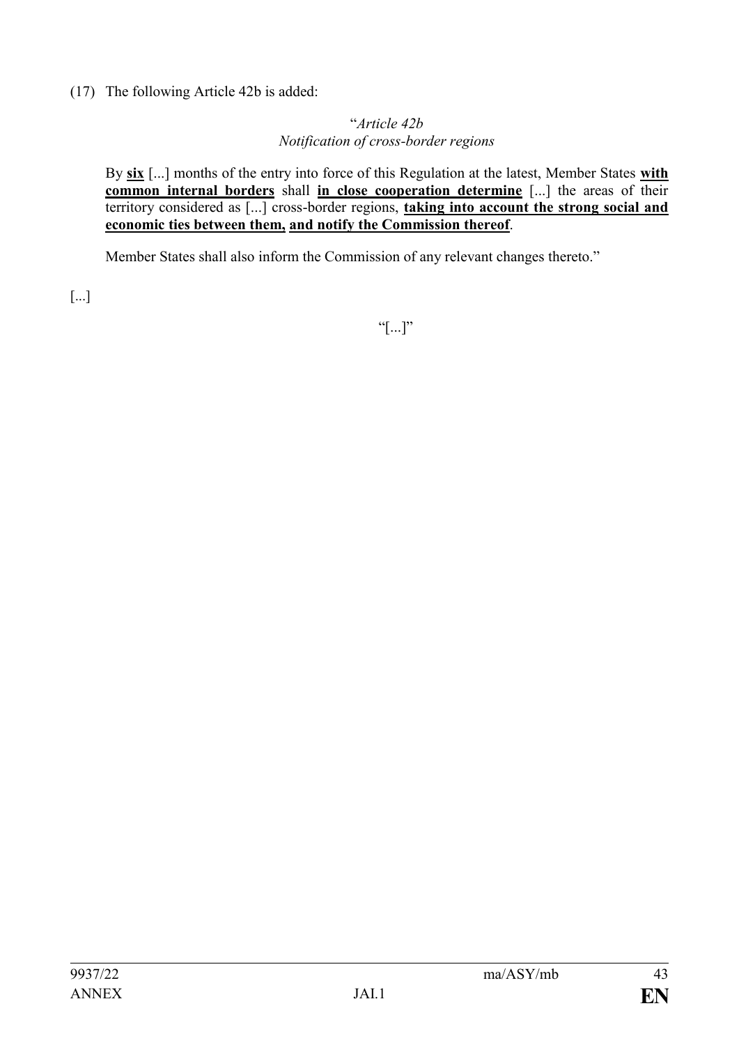(17) The following Article 42b is added:

"*Article 42b*
*Notification of cross-border regions*

By **six** [...] months of the entry into force of this Regulation at the latest, Member States **with common internal borders** shall **in close cooperation determine** [...] the areas of their territory considered as [...] cross-border regions, **taking into account the strong social and economic ties between them,** **and notify the Commission thereof**.

Member States shall also inform the Commission of any relevant changes thereto."

[...]

"[...]"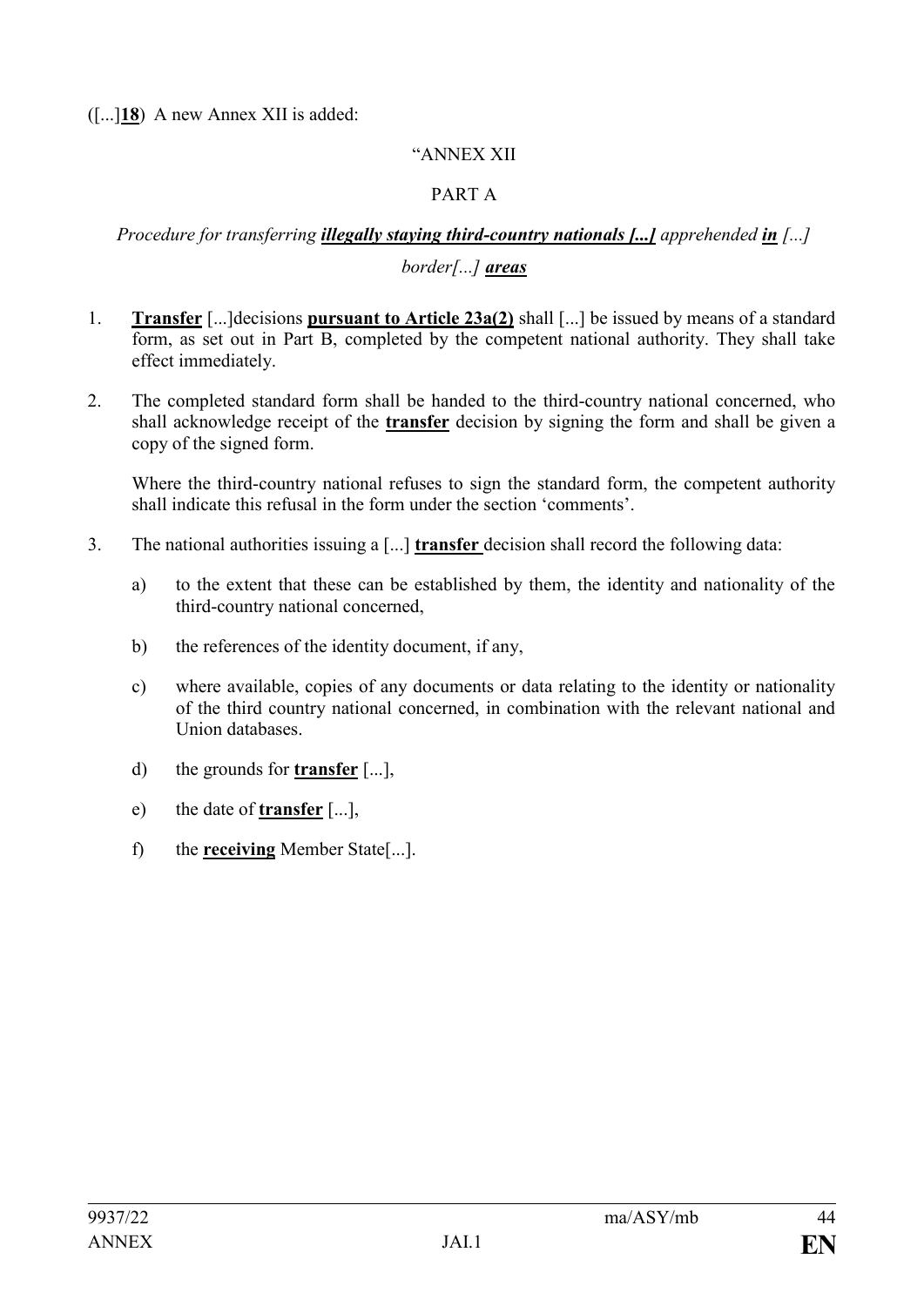([...]**18**)  A new Annex XII is added:

"ANNEX XII

PART A

*Procedure for transferring **illegally staying third-country nationals [...]** apprehended **in** [...] border[...] **areas***

1. **Transfer** [...]decisions **pursuant to Article 23a(2)** shall [...] be issued by means of a standard form, as set out in Part B, completed by the competent national authority. They shall take effect immediately.

2. The completed standard form shall be handed to the third-country national concerned, who shall acknowledge receipt of the **transfer** decision by signing the form and shall be given a copy of the signed form.

   Where the third-country national refuses to sign the standard form, the competent authority shall indicate this refusal in the form under the section 'comments'.

3. The national authorities issuing a [...] **transfer** decision shall record the following data:

   a) to the extent that these can be established by them, the identity and nationality of the third-country national concerned,

   b) the references of the identity document, if any,

   c) where available, copies of any documents or data relating to the identity or nationality of the third country national concerned, in combination with the relevant national and Union databases.

   d) the grounds for **transfer** [...],

   e) the date of **transfer** [...],

   f) the **receiving** Member State[...].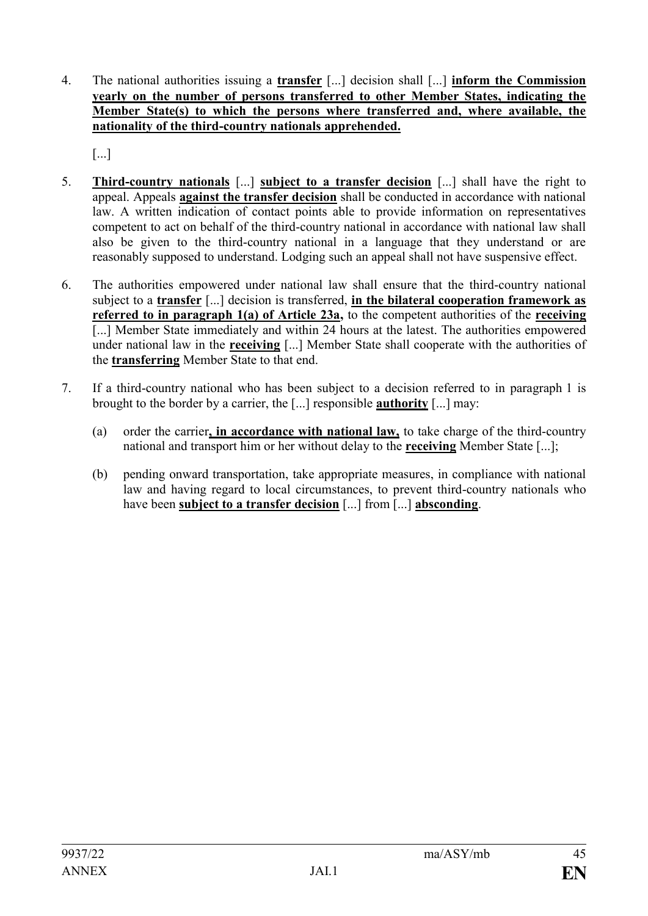4. The national authorities issuing a **transfer** [...] decision shall [...] **inform the Commission yearly on the number of persons transferred to other Member States, indicating the Member State(s) to which the persons where transferred and, where available, the nationality of the third-country nationals apprehended.**

   [...]

5. **Third-country nationals** [...] **subject to a transfer decision** [...] shall have the right to appeal. Appeals **against the transfer decision** shall be conducted in accordance with national law. A written indication of contact points able to provide information on representatives competent to act on behalf of the third-country national in accordance with national law shall also be given to the third-country national in a language that they understand or are reasonably supposed to understand. Lodging such an appeal shall not have suspensive effect.

6. The authorities empowered under national law shall ensure that the third-country national subject to a **transfer** [...] decision is transferred, **in the bilateral cooperation framework as referred to in paragraph 1(a) of Article 23a,** to the competent authorities of the **receiving** [...] Member State immediately and within 24 hours at the latest. The authorities empowered under national law in the **receiving** [...] Member State shall cooperate with the authorities of the **transferring** Member State to that end.

7. If a third-country national who has been subject to a decision referred to in paragraph 1 is brought to the border by a carrier, the [...] responsible **authority** [...] may:

   (a) order the carrier**, in accordance with national law,** to take charge of the third-country national and transport him or her without delay to the **receiving** Member State [...];

   (b) pending onward transportation, take appropriate measures, in compliance with national law and having regard to local circumstances, to prevent third-country nationals who have been **subject to a transfer decision** [...] from [...] **absconding**.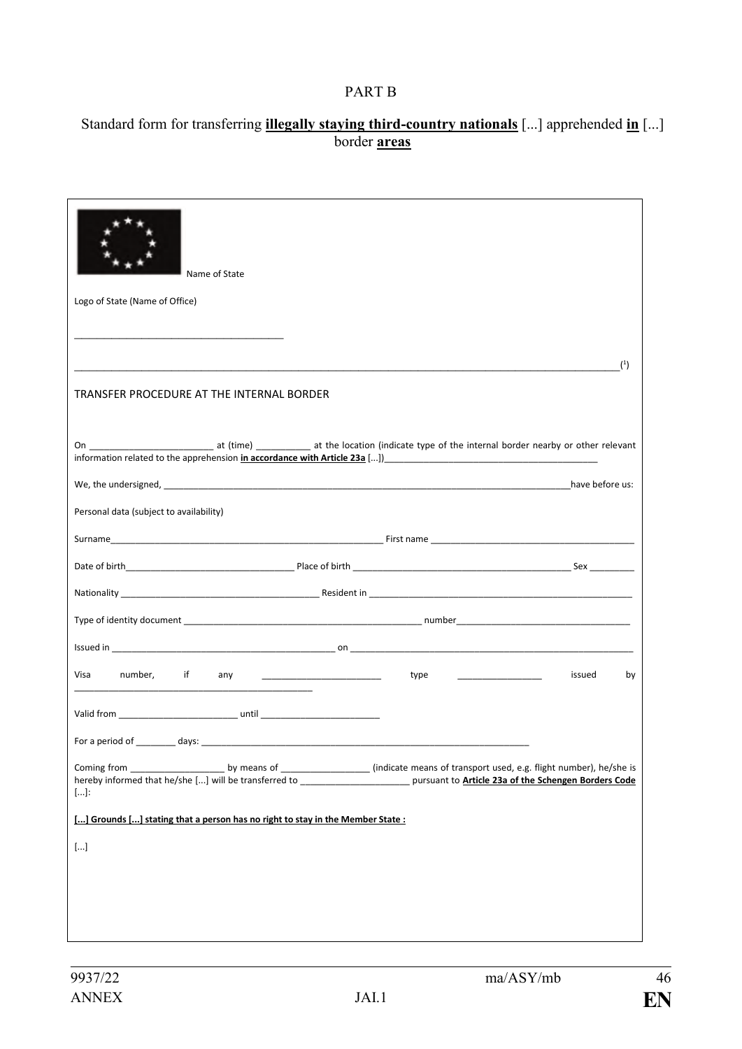PART B

Standard form for transferring **illegally staying third-country nationals** [...] apprehended **in** [...] border **areas**

Name of State

Logo of State (Name of Office)

\_\_\_\_\_\_\_\_\_\_\_\_\_\_\_\_\_\_\_\_\_\_\_\_\_\_\_\_\_\_\_\_\_\_\_\_\_\_\_\_\_\_\_\_

\_\_\_\_\_\_\_\_\_\_\_\_\_\_\_\_\_\_\_\_\_\_\_\_\_\_\_\_\_\_\_\_\_\_\_\_\_\_\_\_\_\_\_\_\_\_\_\_\_\_\_\_\_\_\_\_\_\_\_\_\_\_\_\_\_\_\_\_\_\_\_\_\_\_\_\_\_\_\_\_\_\_\_\_\_\_\_\_\_\_\_\_\_\_\_\_\_\_\_\_\_\_\_\_\_\_\_\_\_\_\_\_\_\_\_\_\_\_\_\_ [1]

TRANSFER PROCEDURE AT THE INTERNAL BORDER

On \_\_\_\_\_\_\_\_\_\_\_\_\_\_\_\_\_\_\_\_\_\_\_\_\_\_ at (time) \_\_\_\_\_\_\_\_\_\_\_ at the location (indicate type of the internal border nearby or other relevant information related to the apprehension **in accordance with Article 23a** [...])\_\_\_\_\_\_\_\_\_\_\_\_\_\_\_\_\_\_\_\_\_\_\_\_\_\_\_\_\_\_\_\_\_\_\_\_\_\_\_\_\_\_\_\_\_\_\_

We, the undersigned, \_\_\_\_\_\_\_\_\_\_\_\_\_\_\_\_\_\_\_\_\_\_\_\_\_\_\_\_\_\_\_\_\_\_\_\_\_\_\_\_\_\_\_\_\_\_\_\_\_\_\_\_\_\_\_\_\_\_\_\_\_\_\_\_\_\_\_\_\_\_\_\_\_\_\_\_\_\_\_\_\_\_\_\_\_have before us:

Personal data (subject to availability)

Surname\_\_\_\_\_\_\_\_\_\_\_\_\_\_\_\_\_\_\_\_\_\_\_\_\_\_\_\_\_\_\_\_\_\_\_\_\_\_\_\_\_\_\_\_\_\_\_\_\_\_\_\_\_\_\_\_\_\_ First name \_\_\_\_\_\_\_\_\_\_\_\_\_\_\_\_\_\_\_\_\_\_\_\_\_\_\_\_\_\_\_\_\_\_\_\_\_\_\_\_\_\_\_\_\_

Date of birth\_\_\_\_\_\_\_\_\_\_\_\_\_\_\_\_\_\_\_\_\_\_\_\_\_\_\_\_\_\_\_\_\_\_\_\_\_ Place of birth \_\_\_\_\_\_\_\_\_\_\_\_\_\_\_\_\_\_\_\_\_\_\_\_\_\_\_\_\_\_\_\_\_\_\_\_\_\_\_\_\_\_\_\_\_\_\_\_ Sex \_\_\_\_\_\_\_\_\_

Nationality \_\_\_\_\_\_\_\_\_\_\_\_\_\_\_\_\_\_\_\_\_\_\_\_\_\_\_\_\_\_\_\_\_\_\_\_\_\_\_\_\_\_\_ Resident in \_\_\_\_\_\_\_\_\_\_\_\_\_\_\_\_\_\_\_\_\_\_\_\_\_\_\_\_\_\_\_\_\_\_\_\_\_\_\_\_\_\_\_\_\_\_\_\_\_\_\_\_\_\_\_\_

Type of identity document \_\_\_\_\_\_\_\_\_\_\_\_\_\_\_\_\_\_\_\_\_\_\_\_\_\_\_\_\_\_\_\_\_\_\_\_\_\_\_\_\_\_\_\_\_\_\_\_\_\_\_ number\_\_\_\_\_\_\_\_\_\_\_\_\_\_\_\_\_\_\_\_\_\_\_\_\_\_\_\_\_\_\_\_\_\_\_\_\_\_

Issued in \_\_\_\_\_\_\_\_\_\_\_\_\_\_\_\_\_\_\_\_\_\_\_\_\_\_\_\_\_\_\_\_\_\_\_\_\_\_\_\_\_\_\_\_\_\_\_\_\_\_\_\_ on \_\_\_\_\_\_\_\_\_\_\_\_\_\_\_\_\_\_\_\_\_\_\_\_\_\_\_\_\_\_\_\_\_\_\_\_\_\_\_\_\_\_\_\_\_\_\_\_\_\_\_\_\_\_\_\_\_\_\_\_\_\_

Visa number, if any \_\_\_\_\_\_\_\_\_\_\_\_\_\_\_\_\_\_\_\_\_\_\_\_\_\_ type \_\_\_\_\_\_\_\_\_\_\_\_\_\_\_\_\_\_ issued by \_\_\_\_\_\_\_\_\_\_\_\_\_\_\_\_\_\_\_\_\_\_\_\_\_\_\_\_\_\_\_\_\_\_\_\_\_\_\_\_\_\_\_\_\_\_\_\_\_\_

Valid from \_\_\_\_\_\_\_\_\_\_\_\_\_\_\_\_\_\_\_\_\_\_\_\_\_\_ until \_\_\_\_\_\_\_\_\_\_\_\_\_\_\_\_\_\_\_\_\_\_\_\_\_\_

For a period of \_\_\_\_\_\_\_\_\_ days: \_\_\_\_\_\_\_\_\_\_\_\_\_\_\_\_\_\_\_\_\_\_\_\_\_\_\_\_\_\_\_\_\_\_\_\_\_\_\_\_\_\_\_\_\_\_\_\_\_\_\_\_\_\_\_\_\_\_\_\_\_\_\_\_\_\_\_\_\_\_\_\_

Coming from \_\_\_\_\_\_\_\_\_\_\_\_\_\_\_\_\_\_\_\_\_ by means of \_\_\_\_\_\_\_\_\_\_\_\_\_\_\_\_\_\_\_ (indicate means of transport used, e.g. flight number), he/she is hereby informed that he/she [...] will be transferred to \_\_\_\_\_\_\_\_\_\_\_\_\_\_\_\_\_\_\_\_\_\_\_\_ pursuant to **Article 23a of the Schengen Borders Code** [...]:

**[...] Grounds [...] stating that a person has no right to stay in the Member State :**

[...]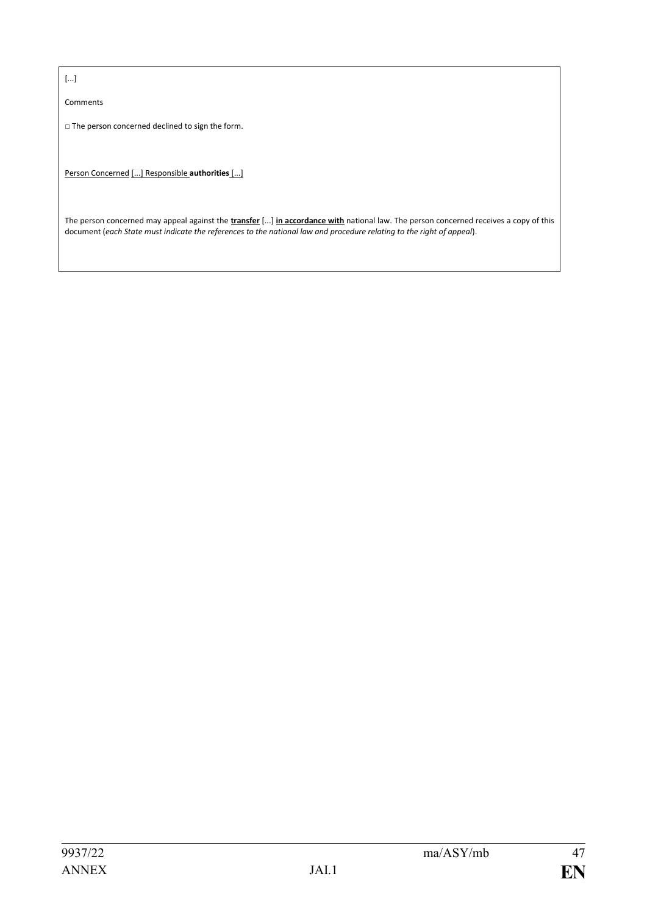[...]

Comments

□ The person concerned declined to sign the form.

Person Concerned [...] Responsible **authorities** [...]

The person concerned may appeal against the **transfer** [...] **in accordance with** national law. The person concerned receives a copy of this document (*each State must indicate the references to the national law and procedure relating to the right of appeal*).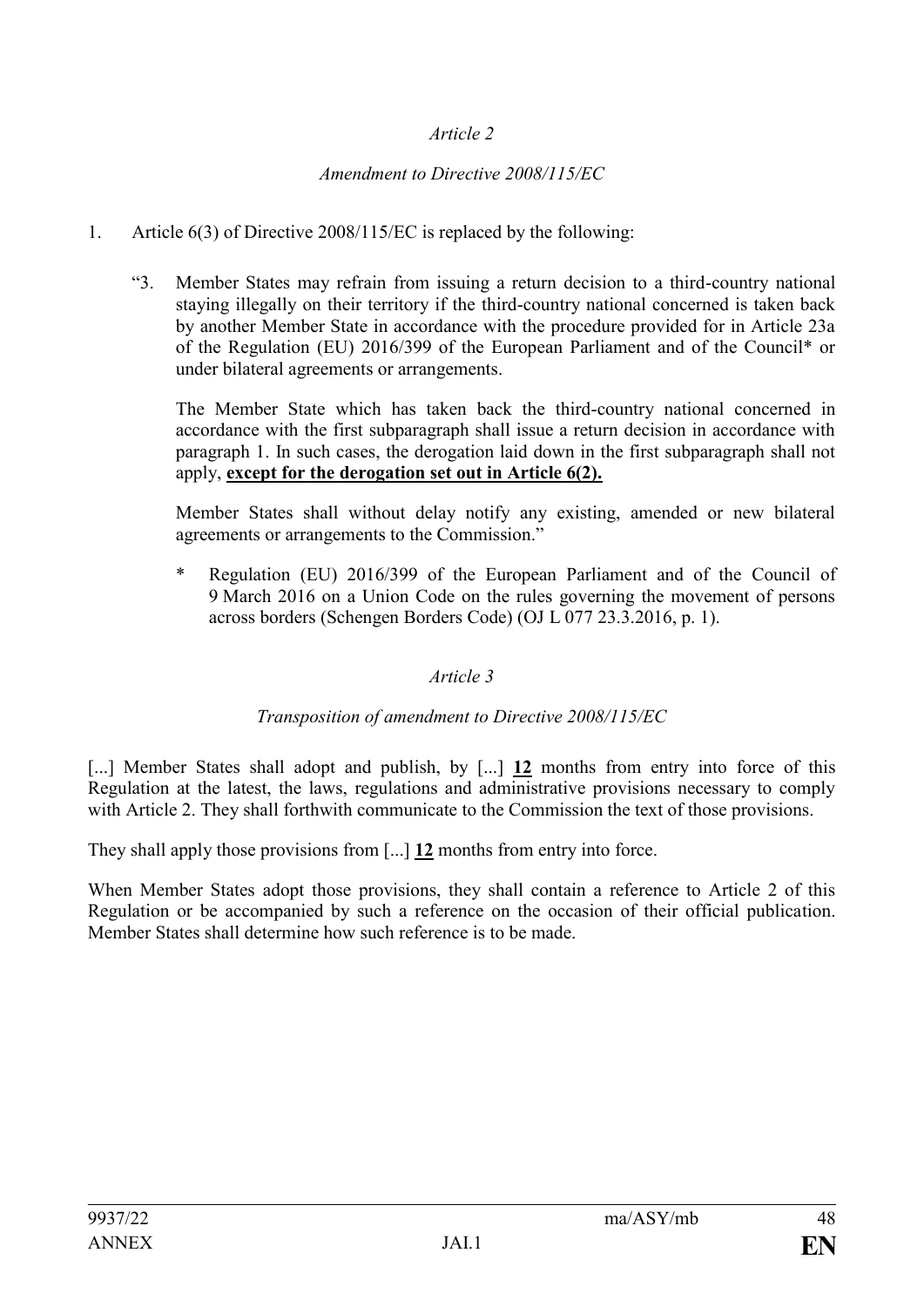*Article 2*

*Amendment to Directive 2008/115/EC*

1. Article 6(3) of Directive 2008/115/EC is replaced by the following:

   "3. Member States may refrain from issuing a return decision to a third-country national staying illegally on their territory if the third-country national concerned is taken back by another Member State in accordance with the procedure provided for in Article 23a of the Regulation (EU) 2016/399 of the European Parliament and of the Council* or under bilateral agreements or arrangements.

   The Member State which has taken back the third-country national concerned in accordance with the first subparagraph shall issue a return decision in accordance with paragraph 1. In such cases, the derogation laid down in the first subparagraph shall not apply, **<u>except for the derogation set out in Article 6(2).</u>**

   Member States shall without delay notify any existing, amended or new bilateral agreements or arrangements to the Commission."

   \* Regulation (EU) 2016/399 of the European Parliament and of the Council of 9 March 2016 on a Union Code on the rules governing the movement of persons across borders (Schengen Borders Code) (OJ L 077 23.3.2016, p. 1).

*Article 3*

*Transposition of amendment to Directive 2008/115/EC*

[...] Member States shall adopt and publish, by [...] **<u>12</u>** months from entry into force of this Regulation at the latest, the laws, regulations and administrative provisions necessary to comply with Article 2. They shall forthwith communicate to the Commission the text of those provisions.

They shall apply those provisions from [...] **<u>12</u>** months from entry into force.

When Member States adopt those provisions, they shall contain a reference to Article 2 of this Regulation or be accompanied by such a reference on the occasion of their official publication. Member States shall determine how such reference is to be made.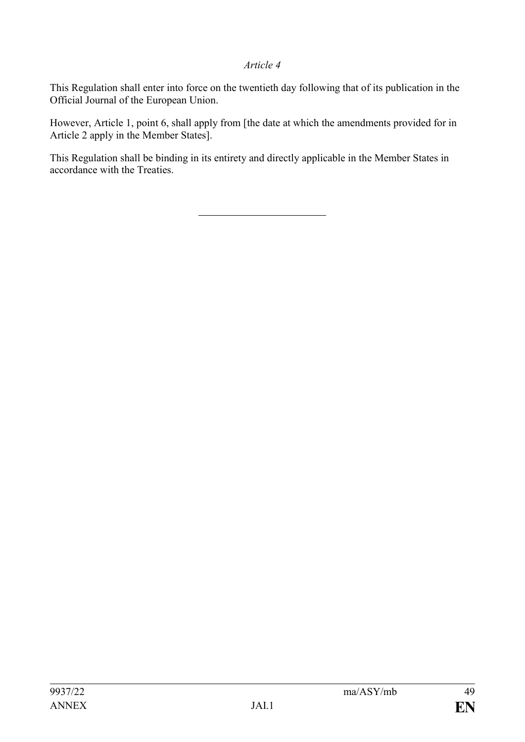*Article 4*

This Regulation shall enter into force on the twentieth day following that of its publication in the Official Journal of the European Union.

However, Article 1, point 6, shall apply from [the date at which the amendments provided for in Article 2 apply in the Member States].

This Regulation shall be binding in its entirety and directly applicable in the Member States in accordance with the Treaties.